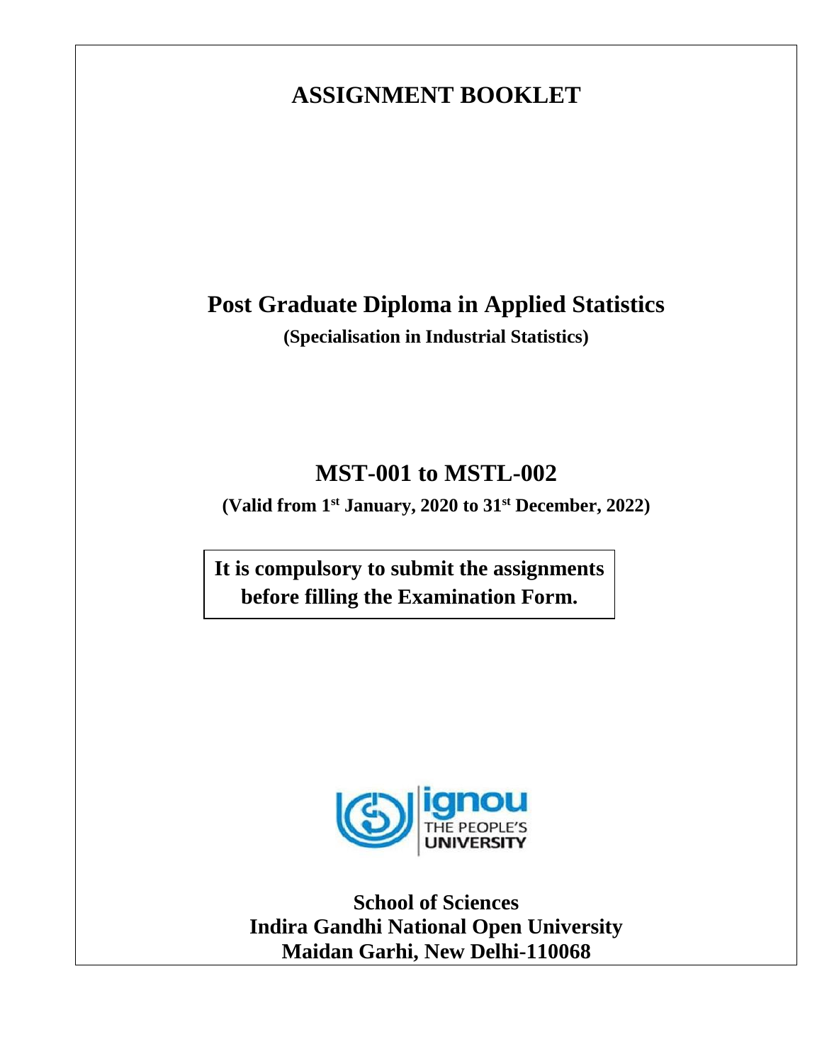# ASSIGNMENT BOOKLET

## Post Graduate Diploma in Applied Statistics

**(Specialisation in Industrial Statistics)**

## MST-001 to MSTL-002

**(Valid from 1st January, 2020 to 31st December, 2022)**

**It is compulsory to submit the assignments before filling the Examination Form.**

ignou
THE PEOPLE'S
UNIVERSITY

**School of Sciences**
**Indira Gandhi National Open University**
**Maidan Garhi, New Delhi-110068**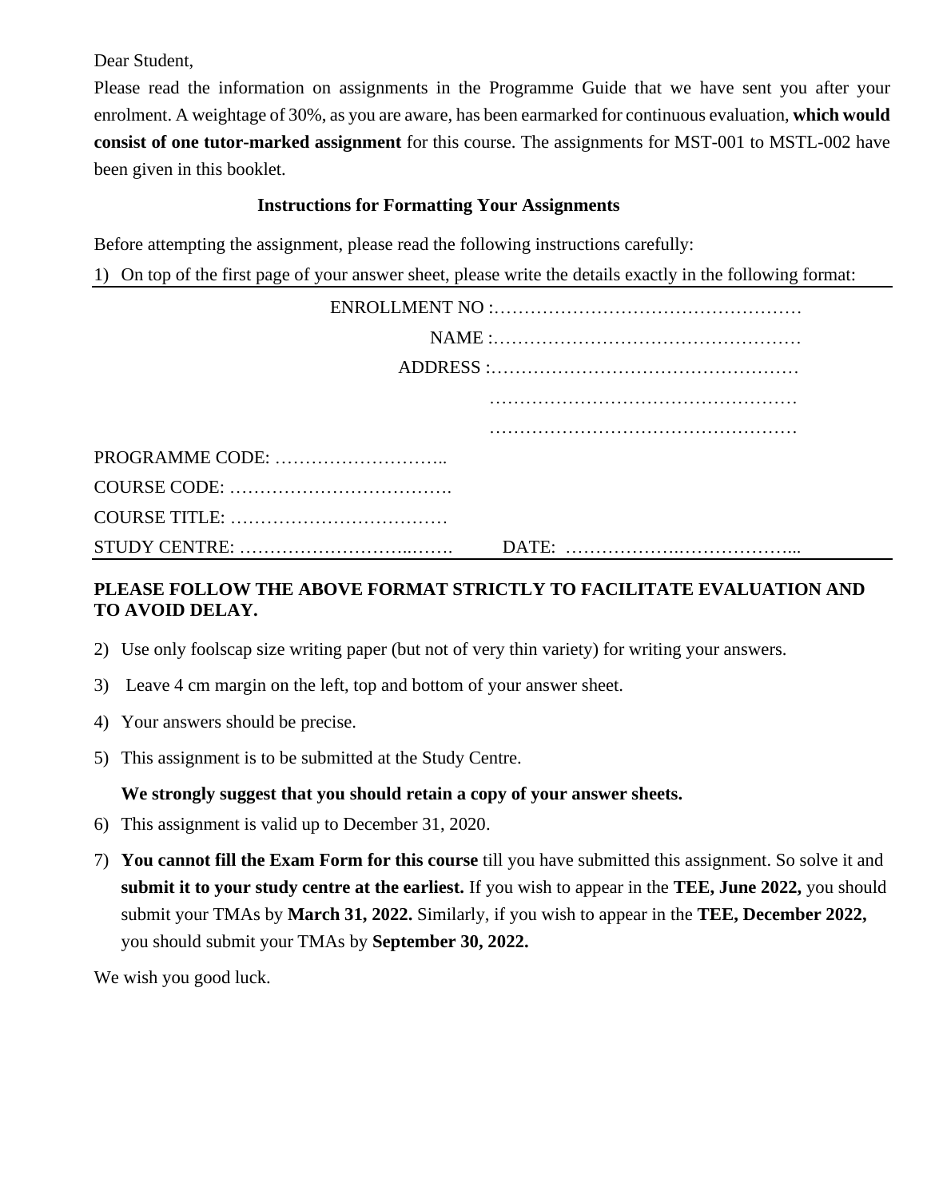Dear Student,

Please read the information on assignments in the Programme Guide that we have sent you after your enrolment. A weightage of 30%, as you are aware, has been earmarked for continuous evaluation, **which would consist of one tutor-marked assignment** for this course. The assignments for MST-001 to MSTL-002 have been given in this booklet.

**Instructions for Formatting Your Assignments**

Before attempting the assignment, please read the following instructions carefully:

1) On top of the first page of your answer sheet, please write the details exactly in the following format:

ENROLLMENT NO :……………………………………………

NAME :……………………………………………

ADDRESS :……………………………………………

……………………………………………

……………………………………………

PROGRAMME CODE: ………………………..

COURSE CODE: ……………………………….

COURSE TITLE: ………………………………

STUDY CENTRE: …………………………..……. DATE: ………………….………………...

**PLEASE FOLLOW THE ABOVE FORMAT STRICTLY TO FACILITATE EVALUATION AND TO AVOID DELAY.**

2) Use only foolscap size writing paper (but not of very thin variety) for writing your answers.
3) Leave 4 cm margin on the left, top and bottom of your answer sheet.
4) Your answers should be precise.
5) This assignment is to be submitted at the Study Centre.

   **We strongly suggest that you should retain a copy of your answer sheets.**
6) This assignment is valid up to December 31, 2020.
7) **You cannot fill the Exam Form for this course** till you have submitted this assignment. So solve it and **submit it to your study centre at the earliest.** If you wish to appear in the **TEE, June 2022,** you should submit your TMAs by **March 31, 2022.** Similarly, if you wish to appear in the **TEE, December 2022,** you should submit your TMAs by **September 30, 2022.**

We wish you good luck.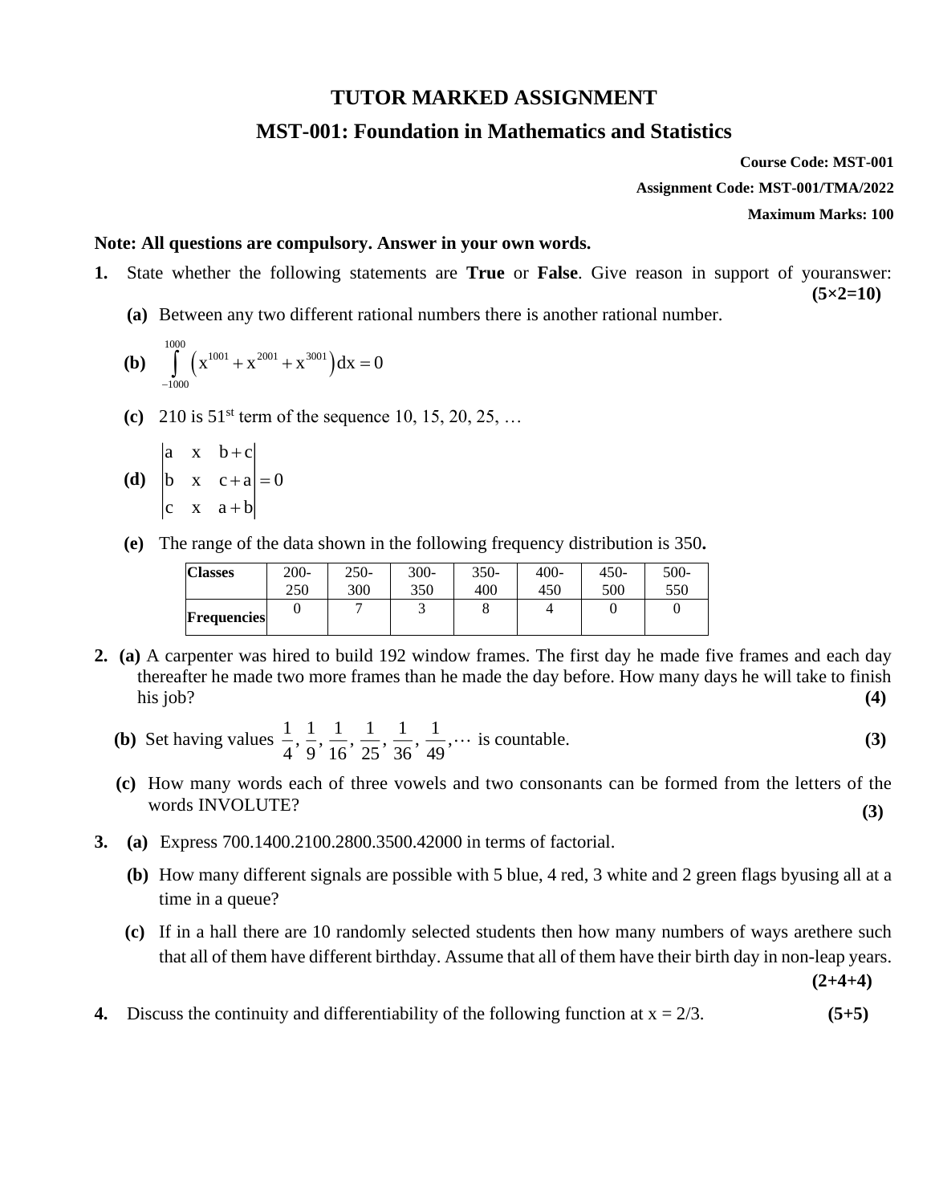# TUTOR MARKED ASSIGNMENT

## MST-001: Foundation in Mathematics and Statistics

**Course Code: MST-001**

**Assignment Code: MST-001/TMA/2022**

**Maximum Marks: 100**

**Note: All questions are compulsory. Answer in your own words.**

**1.** State whether the following statements are **True** or **False**. Give reason in support of youranswer: **(5×2=10)**

**(a)** Between any two different rational numbers there is another rational number.

**(b)** $\int_{-1000}^{1000} \left(x^{1001} + x^{2001} + x^{3001}\right) dx = 0$

**(c)** 210 is 51$^{st}$ term of the sequence 10, 15, 20, 25, …

**(d)** $\begin{vmatrix} a & x & b+c \\ b & x & c+a \\ c & x & a+b \end{vmatrix} = 0$

**(e)** The range of the data shown in the following frequency distribution is 350**.**

| **Classes** | 200-250 | 250-300 | 300-350 | 350-400 | 400-450 | 450-500 | 500-550 |
|---|---|---|---|---|---|---|---|
| **Frequencies** | 0 | 7 | 3 | 8 | 4 | 0 | 0 |

**2. (a)** A carpenter was hired to build 192 window frames. The first day he made five frames and each day thereafter he made two more frames than he made the day before. How many days he will take to finish his job? **(4)**

**(b)** Set having values $\frac{1}{4}, \frac{1}{9}, \frac{1}{16}, \frac{1}{25}, \frac{1}{36}, \frac{1}{49}, \cdots$ is countable. **(3)**

**(c)** How many words each of three vowels and two consonants can be formed from the letters of the words INVOLUTE? **(3)**

**3. (a)** Express 700.1400.2100.2800.3500.42000 in terms of factorial.

**(b)** How many different signals are possible with 5 blue, 4 red, 3 white and 2 green flags byusing all at a time in a queue?

**(c)** If in a hall there are 10 randomly selected students then how many numbers of ways arethere such that all of them have different birthday. Assume that all of them have their birth day in non-leap years. **(2+4+4)**

**4.** Discuss the continuity and differentiability of the following function at x = 2/3. **(5+5)**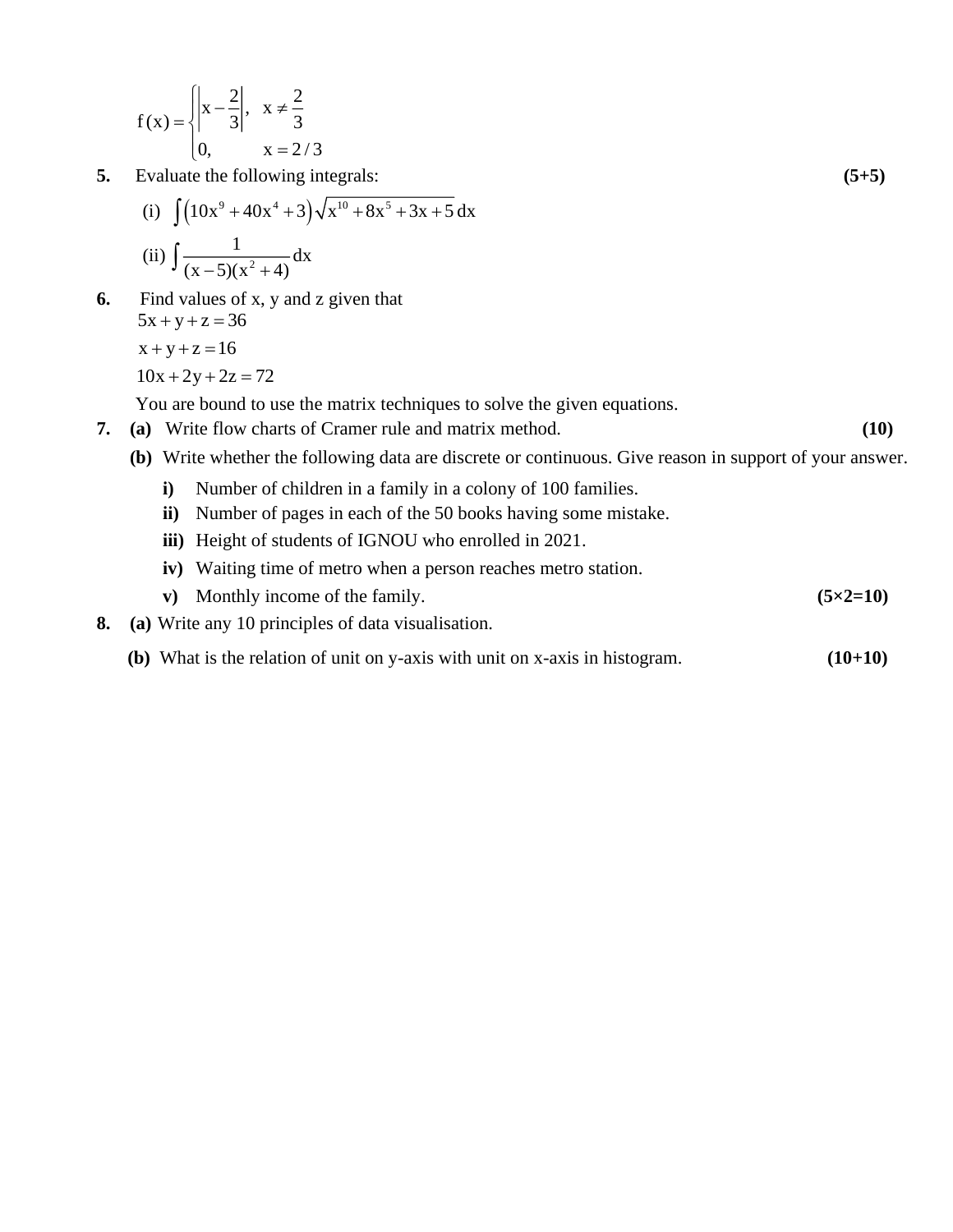$$f(x) = \begin{cases} \left|x - \frac{2}{3}\right|, & x \neq \frac{2}{3} \\ 0, & x = 2/3 \end{cases}$$

**5.** Evaluate the following integrals: **(5+5)**

(i) $\int \left(10x^9 + 40x^4 + 3\right)\sqrt{x^{10} + 8x^5 + 3x + 5}\,dx$

(ii) $\int \frac{1}{(x-5)(x^2+4)}dx$

**6.** Find values of x, y and z given that

$5x + y + z = 36$

$x + y + z = 16$

$10x + 2y + 2z = 72$

You are bound to use the matrix techniques to solve the given equations.

**7.** **(a)** Write flow charts of Cramer rule and matrix method. **(10)**

**(b)** Write whether the following data are discrete or continuous. Give reason in support of your answer.

**i)** Number of children in a family in a colony of 100 families.

**ii)** Number of pages in each of the 50 books having some mistake.

**iii)** Height of students of IGNOU who enrolled in 2021.

**iv)** Waiting time of metro when a person reaches metro station.

**v)** Monthly income of the family. **(5×2=10)**

**8.** **(a)** Write any 10 principles of data visualisation.

**(b)** What is the relation of unit on y-axis with unit on x-axis in histogram. **(10+10)**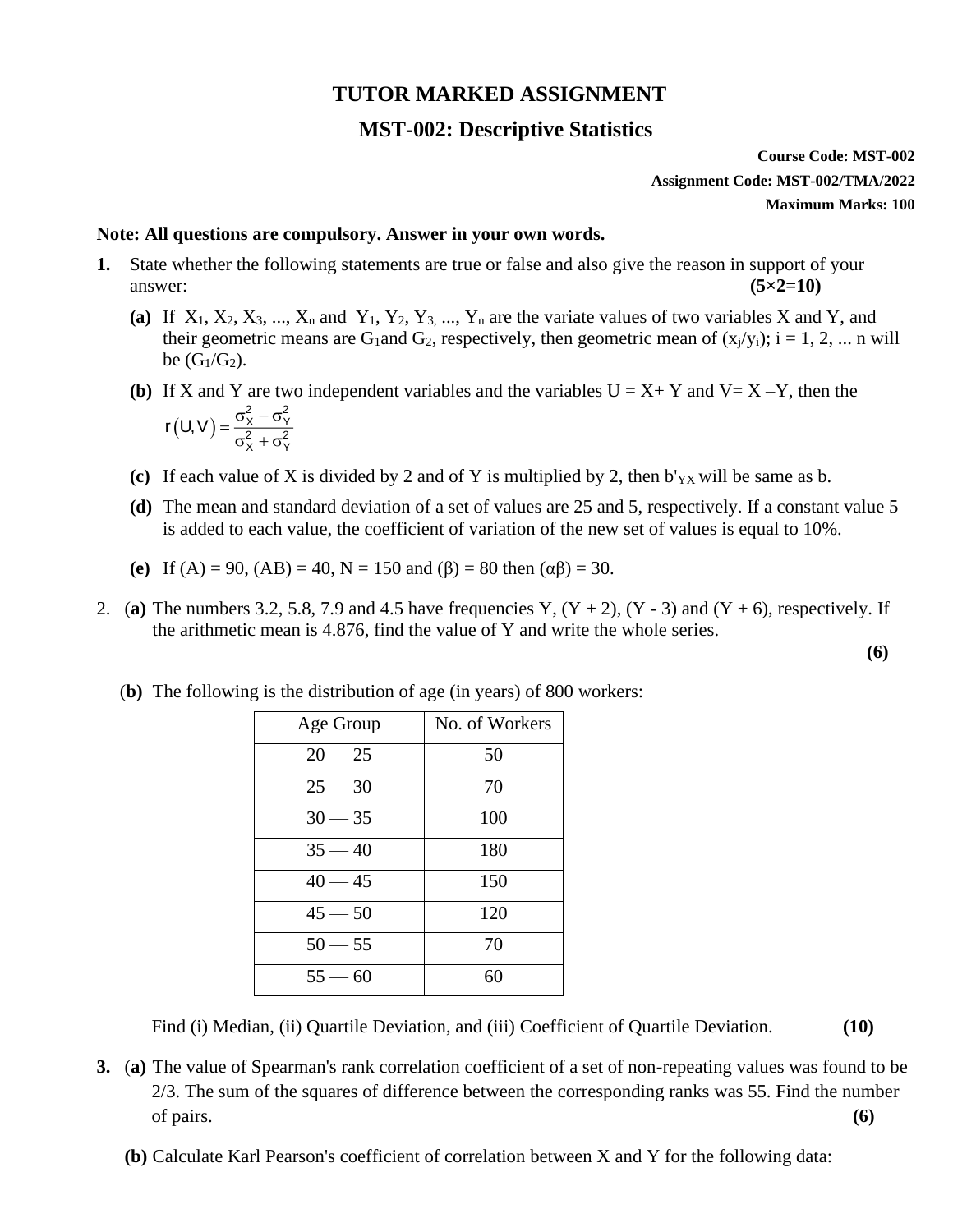# TUTOR MARKED ASSIGNMENT

## MST-002: Descriptive Statistics

**Course Code: MST-002**

**Assignment Code: MST-002/TMA/2022**

**Maximum Marks: 100**

**Note: All questions are compulsory. Answer in your own words.**

**1.** State whether the following statements are true or false and also give the reason in support of your answer: **(5×2=10)**

**(a)** If $X_1, X_2, X_3, ..., X_n$ and $Y_1, Y_2, Y_3, ..., Y_n$ are the variate values of two variables X and Y, and their geometric means are $G_1$ and $G_2$, respectively, then geometric mean of $(x_j/y_i)$; i = 1, 2, ... n will be $(G_1/G_2)$.

**(b)** If X and Y are two independent variables and the variables U = X+ Y and V= X –Y, then the

$$r(U,V) = \frac{\sigma_X^2 - \sigma_Y^2}{\sigma_X^2 + \sigma_Y^2}$$

**(c)** If each value of X is divided by 2 and of Y is multiplied by 2, then $b'_{YX}$ will be same as b.

**(d)** The mean and standard deviation of a set of values are 25 and 5, respectively. If a constant value 5 is added to each value, the coefficient of variation of the new set of values is equal to 10%.

**(e)** If (A) = 90, (AB) = 40, N = 150 and (β) = 80 then (αβ) = 30.

2. **(a)** The numbers 3.2, 5.8, 7.9 and 4.5 have frequencies Y, (Y + 2), (Y - 3) and (Y + 6), respectively. If the arithmetic mean is 4.876, find the value of Y and write the whole series. **(6)**

**(b)** The following is the distribution of age (in years) of 800 workers:

| Age Group | No. of Workers |
|---|---|
| 20 — 25 | 50 |
| 25 — 30 | 70 |
| 30 — 35 | 100 |
| 35 — 40 | 180 |
| 40 — 45 | 150 |
| 45 — 50 | 120 |
| 50 — 55 | 70 |
| 55 — 60 | 60 |

Find (i) Median, (ii) Quartile Deviation, and (iii) Coefficient of Quartile Deviation. **(10)**

**3.** **(a)** The value of Spearman's rank correlation coefficient of a set of non-repeating values was found to be 2/3. The sum of the squares of difference between the corresponding ranks was 55. Find the number of pairs. **(6)**

**(b)** Calculate Karl Pearson's coefficient of correlation between X and Y for the following data: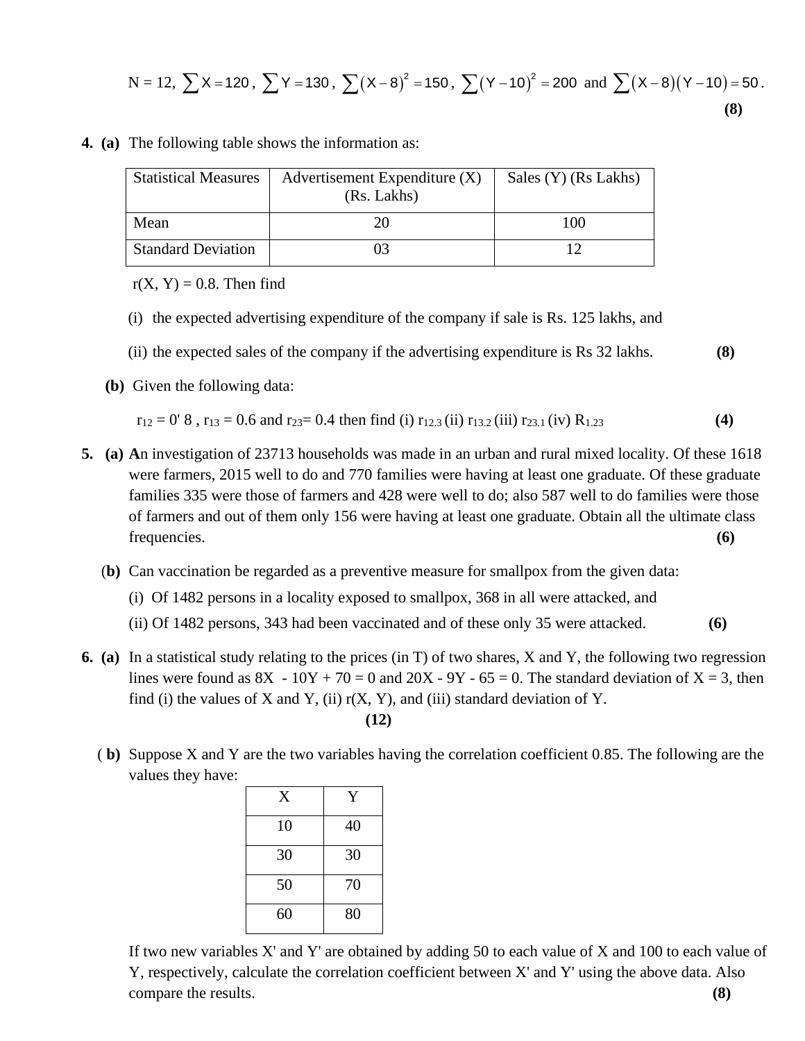N = 12, $\sum X = 120$, $\sum Y = 130$, $\sum(X-8)^2 = 150$, $\sum(Y-10)^2 = 200$ and $\sum(X-8)(Y-10) = 50$.

**(8)**

**4. (a)** The following table shows the information as:

| Statistical Measures | Advertisement Expenditure (X) (Rs. Lakhs) | Sales (Y) (Rs Lakhs) |
|---|---|---|
| Mean | 20 | 100 |
| Standard Deviation | 03 | 12 |

r(X, Y) = 0.8. Then find

(i) the expected advertising expenditure of the company if sale is Rs. 125 lakhs, and

(ii) the expected sales of the company if the advertising expenditure is Rs 32 lakhs. **(8)**

**(b)** Given the following data:

$r_{12}$ = 0' 8 , $r_{13}$ = 0.6 and $r_{23}$= 0.4 then find (i) $r_{12.3}$ (ii) $r_{13.2}$ (iii) $r_{23.1}$ (iv) $R_{1.23}$ **(4)**

**5. (a) A**n investigation of 23713 households was made in an urban and rural mixed locality. Of these 1618 were farmers, 2015 well to do and 770 families were having at least one graduate. Of these graduate families 335 were those of farmers and 428 were well to do; also 587 well to do families were those of farmers and out of them only 156 were having at least one graduate. Obtain all the ultimate class frequencies. **(6)**

(**b)** Can vaccination be regarded as a preventive measure for smallpox from the given data:

(i) Of 1482 persons in a locality exposed to smallpox, 368 in all were attacked, and

(ii) Of 1482 persons, 343 had been vaccinated and of these only 35 were attacked. **(6)**

**6. (a)** In a statistical study relating to the prices (in T) of two shares, X and Y, the following two regression lines were found as 8X - 10Y + 70 = 0 and 20X - 9Y - 65 = 0. The standard deviation of X = 3, then find (i) the values of X and Y, (ii) r(X, Y), and (iii) standard deviation of Y.

**(12)**

( **b)** Suppose X and Y are the two variables having the correlation coefficient 0.85. The following are the values they have:

| X | Y |
|---|---|
| 10 | 40 |
| 30 | 30 |
| 50 | 70 |
| 60 | 80 |

If two new variables X' and Y' are obtained by adding 50 to each value of X and 100 to each value of Y, respectively, calculate the correlation coefficient between X' and Y' using the above data. Also compare the results. **(8)**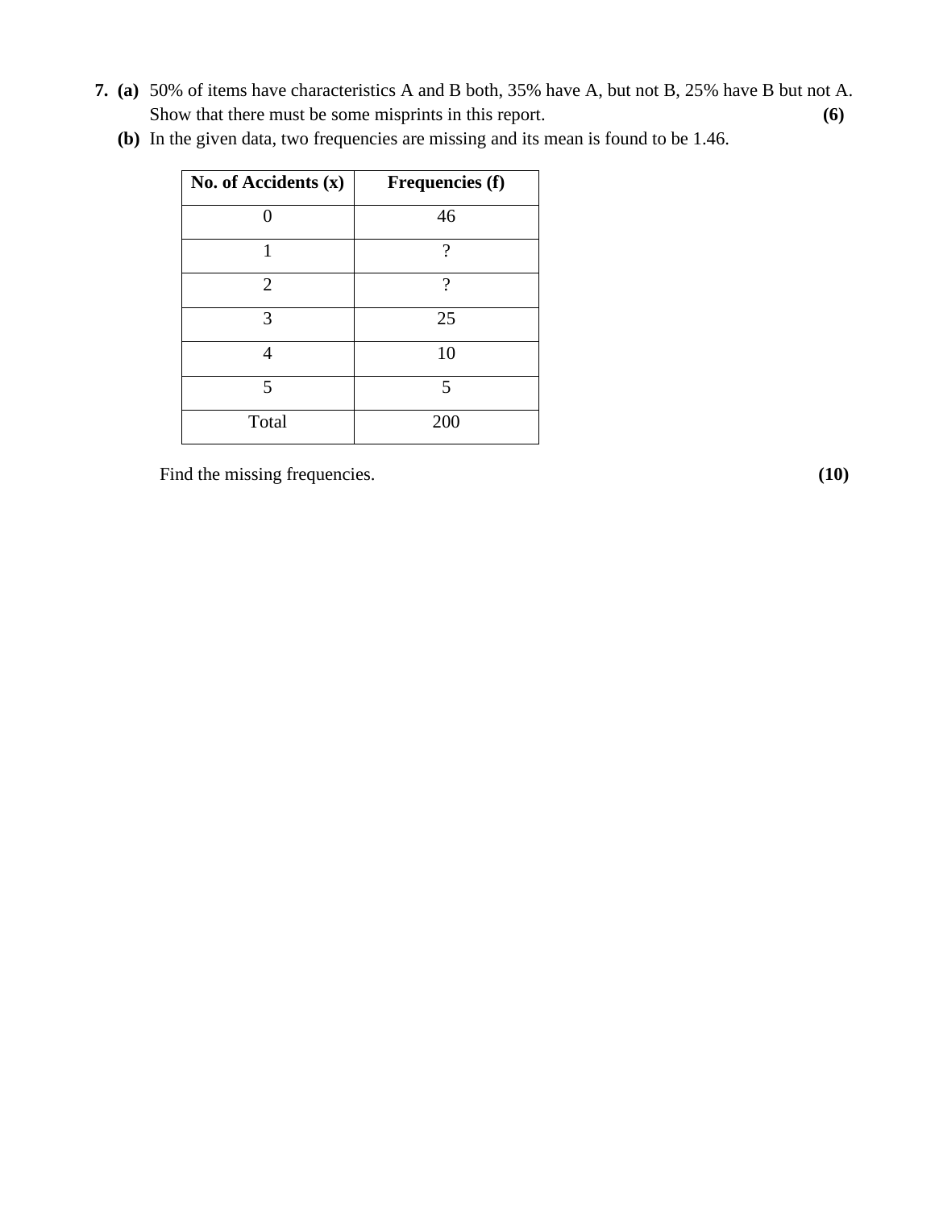**7. (a)** 50% of items have characteristics A and B both, 35% have A, but not B, 25% have B but not A. Show that there must be some misprints in this report. **(6)**

**(b)** In the given data, two frequencies are missing and its mean is found to be 1.46.

| No. of Accidents (x) | Frequencies (f) |
|---|---|
| 0 | 46 |
| 1 | ? |
| 2 | ? |
| 3 | 25 |
| 4 | 10 |
| 5 | 5 |
| Total | 200 |

Find the missing frequencies. **(10)**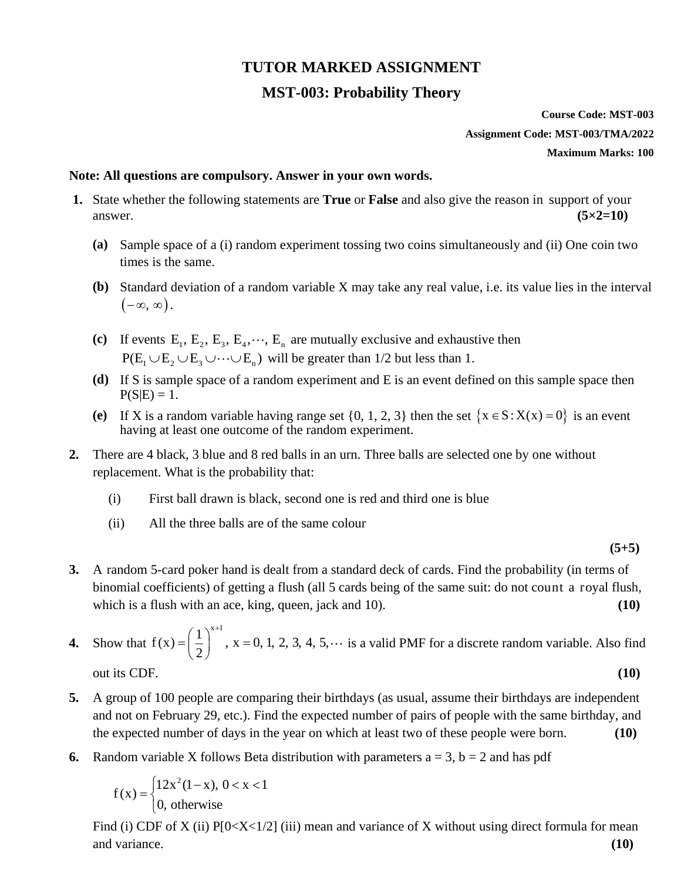# TUTOR MARKED ASSIGNMENT

## MST-003: Probability Theory

**Course Code: MST-003**

**Assignment Code: MST-003/TMA/2022**

**Maximum Marks: 100**

**Note: All questions are compulsory. Answer in your own words.**

**1.** State whether the following statements are **True** or **False** and also give the reason in support of your answer. **(5×2=10)**

**(a)** Sample space of a (i) random experiment tossing two coins simultaneously and (ii) One coin two times is the same.

**(b)** Standard deviation of a random variable X may take any real value, i.e. its value lies in the interval $(-\infty, \infty)$.

**(c)** If events $E_1, E_2, E_3, E_4, \cdots, E_n$ are mutually exclusive and exhaustive then $P(E_1 \cup E_2 \cup E_3 \cup \cdots \cup E_n)$ will be greater than 1/2 but less than 1.

**(d)** If S is sample space of a random experiment and E is an event defined on this sample space then $P(S|E) = 1$.

**(e)** If X is a random variable having range set {0, 1, 2, 3} then the set $\{x \in S : X(x) = 0\}$ is an event having at least one outcome of the random experiment.

**2.** There are 4 black, 3 blue and 8 red balls in an urn. Three balls are selected one by one without replacement. What is the probability that:

(i) First ball drawn is black, second one is red and third one is blue

(ii) All the three balls are of the same colour

**(5+5)**

**3.** A random 5-card poker hand is dealt from a standard deck of cards. Find the probability (in terms of binomial coefficients) of getting a flush (all 5 cards being of the same suit: do not count a royal flush, which is a flush with an ace, king, queen, jack and 10). **(10)**

**4.** Show that $f(x) = \left(\frac{1}{2}\right)^{x+1}$, $x = 0, 1, 2, 3, 4, 5, \cdots$ is a valid PMF for a discrete random variable. Also find out its CDF. **(10)**

**5.** A group of 100 people are comparing their birthdays (as usual, assume their birthdays are independent and not on February 29, etc.). Find the expected number of pairs of people with the same birthday, and the expected number of days in the year on which at least two of these people were born. **(10)**

**6.** Random variable X follows Beta distribution with parameters a = 3, b = 2 and has pdf

$$f(x) = \begin{cases} 12x^2(1-x), & 0 < x < 1 \\ 0, & \text{otherwise} \end{cases}$$

Find (i) CDF of X (ii) P[0<X<1/2] (iii) mean and variance of X without using direct formula for mean and variance. **(10)**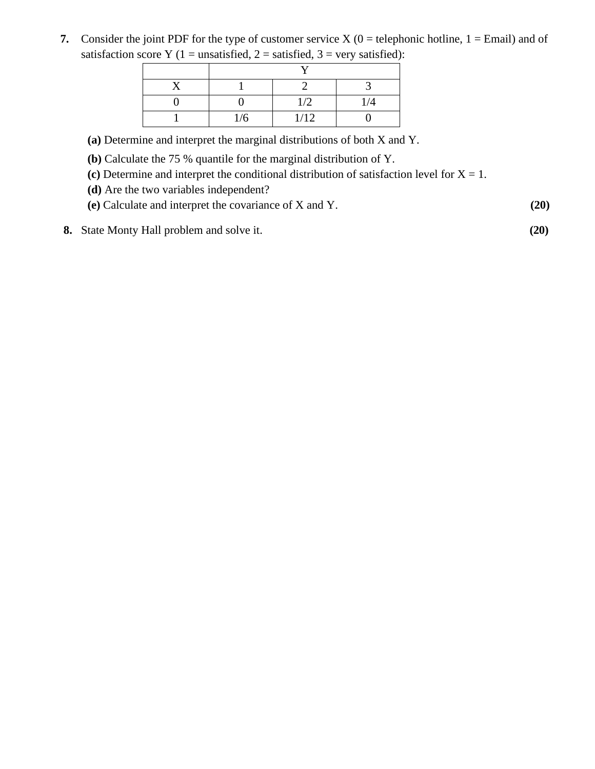**7.** Consider the joint PDF for the type of customer service X (0 = telephonic hotline, 1 = Email) and of satisfaction score Y (1 = unsatisfied, 2 = satisfied, 3 = very satisfied):

| | Y | | |
|---|---|---|---|
| X | 1 | 2 | 3 |
| 0 | 0 | 1/2 | 1/4 |
| 1 | 1/6 | 1/12 | 0 |

**(a)** Determine and interpret the marginal distributions of both X and Y.

**(b)** Calculate the 75 % quantile for the marginal distribution of Y.

**(c)** Determine and interpret the conditional distribution of satisfaction level for X = 1.

**(d)** Are the two variables independent?

**(e)** Calculate and interpret the covariance of X and Y. **(20)**

**8.** State Monty Hall problem and solve it. **(20)**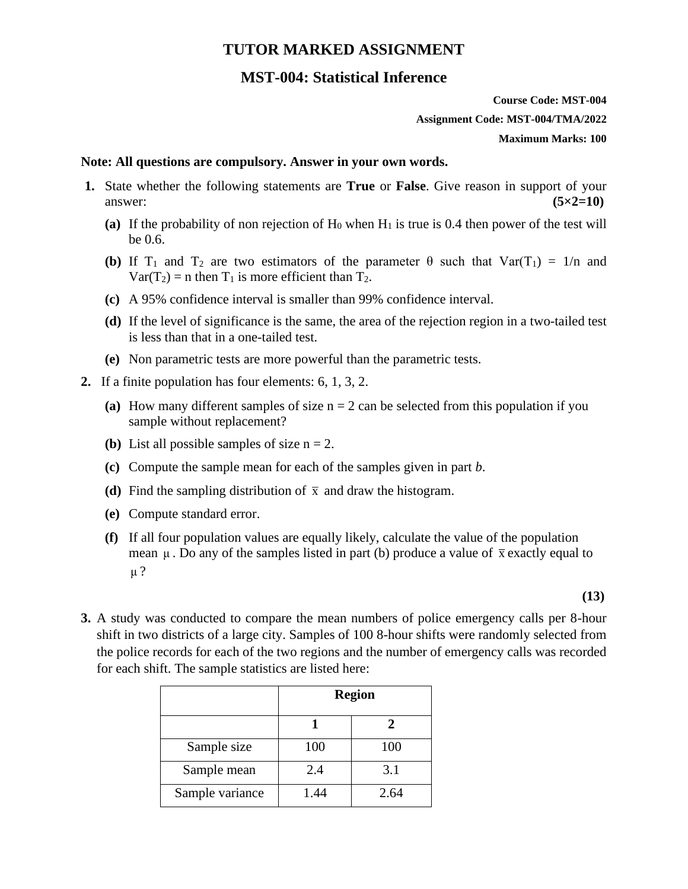# TUTOR MARKED ASSIGNMENT

## MST-004: Statistical Inference

**Course Code: MST-004**

**Assignment Code: MST-004/TMA/2022**

**Maximum Marks: 100**

**Note: All questions are compulsory. Answer in your own words.**

1. State whether the following statements are **True** or **False**. Give reason in support of your answer: **(5×2=10)**

   **(a)** If the probability of non rejection of $H_0$ when $H_1$ is true is 0.4 then power of the test will be 0.6.

   **(b)** If $T_1$ and $T_2$ are two estimators of the parameter $\theta$ such that $Var(T_1) = 1/n$ and $Var(T_2) = n$ then $T_1$ is more efficient than $T_2$.

   **(c)** A 95% confidence interval is smaller than 99% confidence interval.

   **(d)** If the level of significance is the same, the area of the rejection region in a two-tailed test is less than that in a one-tailed test.

   **(e)** Non parametric tests are more powerful than the parametric tests.

2. If a finite population has four elements: 6, 1, 3, 2.

   **(a)** How many different samples of size n = 2 can be selected from this population if you sample without replacement?

   **(b)** List all possible samples of size n = 2.

   **(c)** Compute the sample mean for each of the samples given in part *b*.

   **(d)** Find the sampling distribution of $\bar{x}$ and draw the histogram.

   **(e)** Compute standard error.

   **(f)** If all four population values are equally likely, calculate the value of the population mean $\mu$. Do any of the samples listed in part (b) produce a value of $\bar{x}$ exactly equal to $\mu$?

**(13)**

3. A study was conducted to compare the mean numbers of police emergency calls per 8-hour shift in two districts of a large city. Samples of 100 8-hour shifts were randomly selected from the police records for each of the two regions and the number of emergency calls was recorded for each shift. The sample statistics are listed here:

| | **Region** | |
|---|---|---|
| | **1** | **2** |
| Sample size | 100 | 100 |
| Sample mean | 2.4 | 3.1 |
| Sample variance | 1.44 | 2.64 |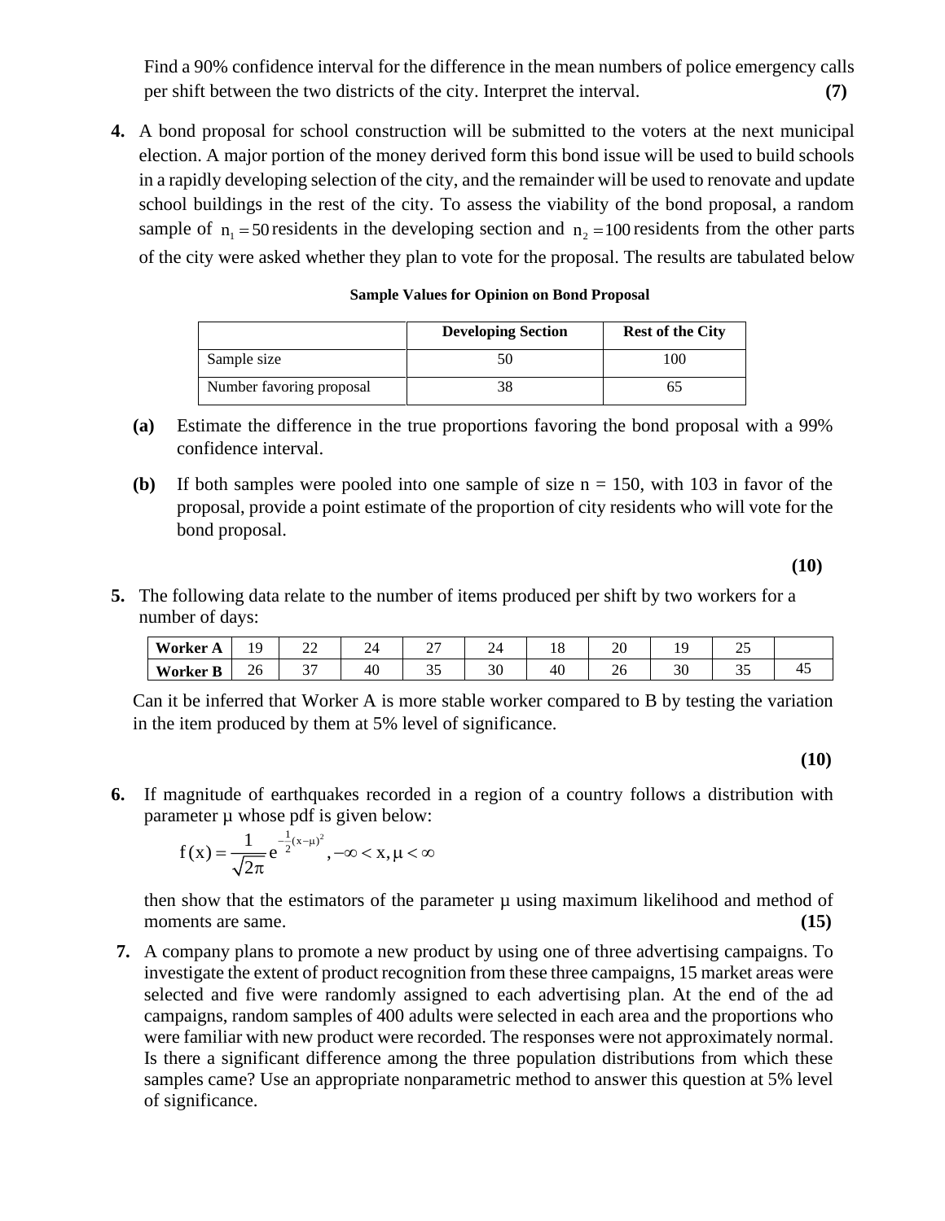Find a 90% confidence interval for the difference in the mean numbers of police emergency calls per shift between the two districts of the city. Interpret the interval. **(7)**

**4.** A bond proposal for school construction will be submitted to the voters at the next municipal election. A major portion of the money derived form this bond issue will be used to build schools in a rapidly developing selection of the city, and the remainder will be used to renovate and update school buildings in the rest of the city. To assess the viability of the bond proposal, a random sample of $n_1 = 50$ residents in the developing section and $n_2 = 100$ residents from the other parts of the city were asked whether they plan to vote for the proposal. The results are tabulated below

**Sample Values for Opinion on Bond Proposal**

| | Developing Section | Rest of the City |
|---|---|---|
| Sample size | 50 | 100 |
| Number favoring proposal | 38 | 65 |

**(a)** Estimate the difference in the true proportions favoring the bond proposal with a 99% confidence interval.

**(b)** If both samples were pooled into one sample of size n = 150, with 103 in favor of the proposal, provide a point estimate of the proportion of city residents who will vote for the bond proposal.

**(10)**

**5.** The following data relate to the number of items produced per shift by two workers for a number of days:

| **Worker A** | 19 | 22 | 24 | 27 | 24 | 18 | 20 | 19 | 25 | |
|---|---|---|---|---|---|---|---|---|---|---|
| **Worker B** | 26 | 37 | 40 | 35 | 30 | 40 | 26 | 30 | 35 | 45 |

Can it be inferred that Worker A is more stable worker compared to B by testing the variation in the item produced by them at 5% level of significance.

**(10)**

**6.** If magnitude of earthquakes recorded in a region of a country follows a distribution with parameter μ whose pdf is given below:

$$f(x) = \frac{1}{\sqrt{2\pi}} e^{-\frac{1}{2}(x-\mu)^2}, -\infty < x, \mu < \infty$$

then show that the estimators of the parameter μ using maximum likelihood and method of moments are same. **(15)**

**7.** A company plans to promote a new product by using one of three advertising campaigns. To investigate the extent of product recognition from these three campaigns, 15 market areas were selected and five were randomly assigned to each advertising plan. At the end of the ad campaigns, random samples of 400 adults were selected in each area and the proportions who were familiar with new product were recorded. The responses were not approximately normal. Is there a significant difference among the three population distributions from which these samples came? Use an appropriate nonparametric method to answer this question at 5% level of significance.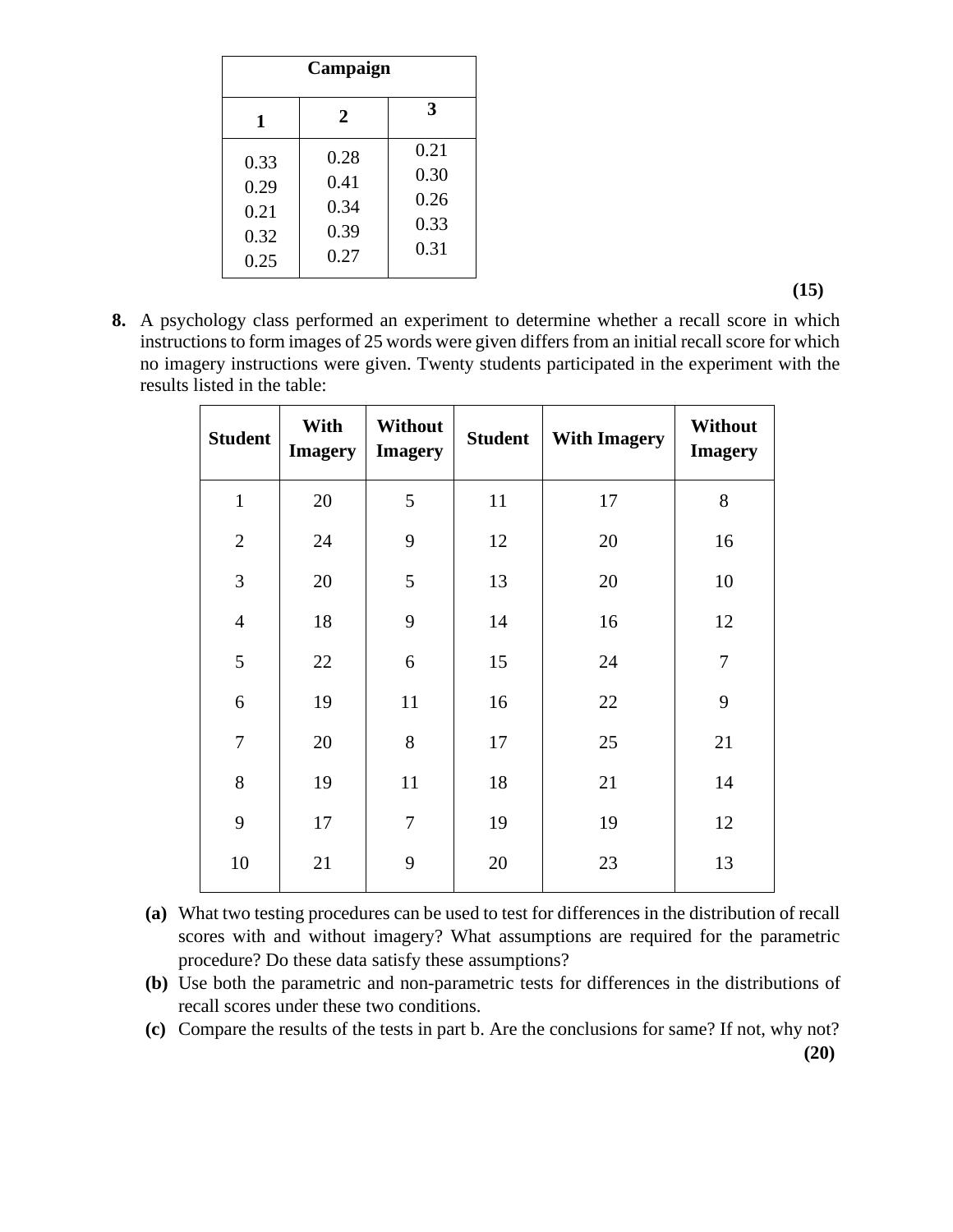| Campaign | | |
|---|---|---|
| **1** | **2** | **3** |
| 0.33 | 0.28 | 0.21 |
| 0.29 | 0.41 | 0.30 |
| 0.21 | 0.34 | 0.26 |
| 0.32 | 0.39 | 0.33 |
| 0.25 | 0.27 | 0.31 |

**(15)**

**8.** A psychology class performed an experiment to determine whether a recall score in which instructions to form images of 25 words were given differs from an initial recall score for which no imagery instructions were given. Twenty students participated in the experiment with the results listed in the table:

| Student | With Imagery | Without Imagery | Student | With Imagery | Without Imagery |
|---|---|---|---|---|---|
| 1 | 20 | 5 | 11 | 17 | 8 |
| 2 | 24 | 9 | 12 | 20 | 16 |
| 3 | 20 | 5 | 13 | 20 | 10 |
| 4 | 18 | 9 | 14 | 16 | 12 |
| 5 | 22 | 6 | 15 | 24 | 7 |
| 6 | 19 | 11 | 16 | 22 | 9 |
| 7 | 20 | 8 | 17 | 25 | 21 |
| 8 | 19 | 11 | 18 | 21 | 14 |
| 9 | 17 | 7 | 19 | 19 | 12 |
| 10 | 21 | 9 | 20 | 23 | 13 |

**(a)** What two testing procedures can be used to test for differences in the distribution of recall scores with and without imagery? What assumptions are required for the parametric procedure? Do these data satisfy these assumptions?

**(b)** Use both the parametric and non-parametric tests for differences in the distributions of recall scores under these two conditions.

**(c)** Compare the results of the tests in part b. Are the conclusions for same? If not, why not?

**(20)**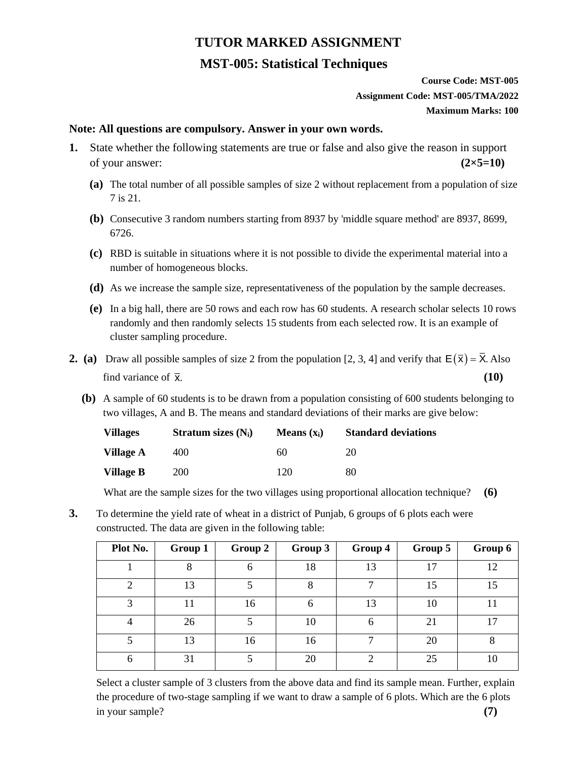# TUTOR MARKED ASSIGNMENT

## MST-005: Statistical Techniques

**Course Code: MST-005**

**Assignment Code: MST-005/TMA/2022**

**Maximum Marks: 100**

**Note: All questions are compulsory. Answer in your own words.**

**1.** State whether the following statements are true or false and also give the reason in support of your answer: **(2×5=10)**

**(a)** The total number of all possible samples of size 2 without replacement from a population of size 7 is 21.

**(b)** Consecutive 3 random numbers starting from 8937 by 'middle square method' are 8937, 8699, 6726.

**(c)** RBD is suitable in situations where it is not possible to divide the experimental material into a number of homogeneous blocks.

**(d)** As we increase the sample size, representativeness of the population by the sample decreases.

**(e)** In a big hall, there are 50 rows and each row has 60 students. A research scholar selects 10 rows randomly and then randomly selects 15 students from each selected row. It is an example of cluster sampling procedure.

**2. (a)** Draw all possible samples of size 2 from the population [2, 3, 4] and verify that $E(\bar{x}) = \bar{X}$. Also find variance of $\bar{x}$. **(10)**

**(b)** A sample of 60 students is to be drawn from a population consisting of 600 students belonging to two villages, A and B. The means and standard deviations of their marks are give below:

| Villages | Stratum sizes ($N_i$) | Means ($x_i$) | Standard deviations |
|---|---|---|---|
| Village A | 400 | 60 | 20 |
| Village B | 200 | 120 | 80 |

What are the sample sizes for the two villages using proportional allocation technique? **(6)**

**3.** To determine the yield rate of wheat in a district of Punjab, 6 groups of 6 plots each were constructed. The data are given in the following table:

| Plot No. | Group 1 | Group 2 | Group 3 | Group 4 | Group 5 | Group 6 |
|---|---|---|---|---|---|---|
| 1 | 8 | 6 | 18 | 13 | 17 | 12 |
| 2 | 13 | 5 | 8 | 7 | 15 | 15 |
| 3 | 11 | 16 | 6 | 13 | 10 | 11 |
| 4 | 26 | 5 | 10 | 6 | 21 | 17 |
| 5 | 13 | 16 | 16 | 7 | 20 | 8 |
| 6 | 31 | 5 | 20 | 2 | 25 | 10 |

Select a cluster sample of 3 clusters from the above data and find its sample mean. Further, explain the procedure of two-stage sampling if we want to draw a sample of 6 plots. Which are the 6 plots in your sample? **(7)**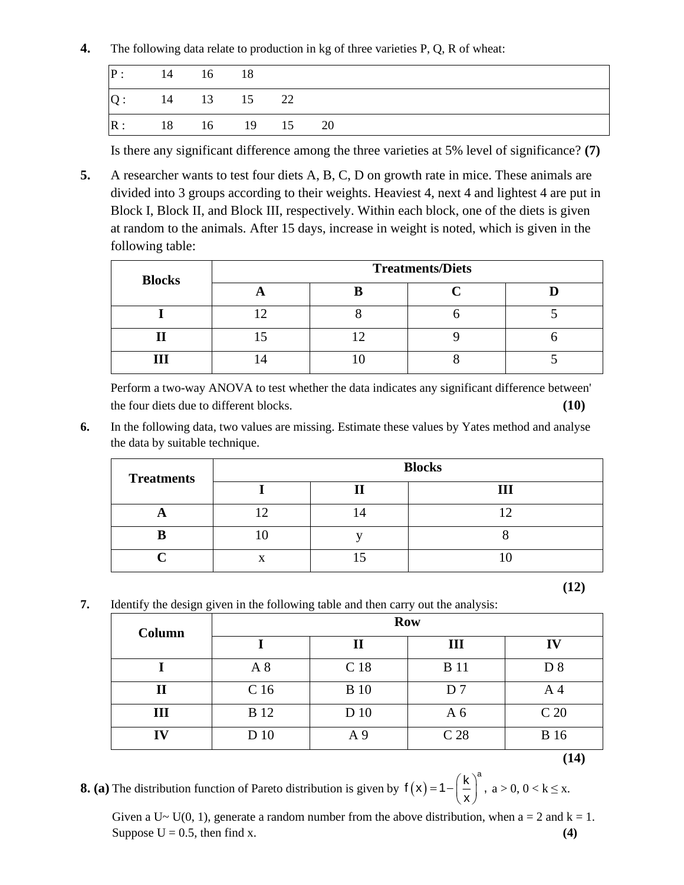**4.** The following data relate to production in kg of three varieties P, Q, R of wheat:

| | | | | | |
|---|---|---|---|---|---|
| P : | 14 | 16 | 18 | | |
| Q : | 14 | 13 | 15 | 22 | |
| R : | 18 | 16 | 19 | 15 | 20 |

Is there any significant difference among the three varieties at 5% level of significance? **(7)**

**5.** A researcher wants to test four diets A, B, C, D on growth rate in mice. These animals are divided into 3 groups according to their weights. Heaviest 4, next 4 and lightest 4 are put in Block I, Block II, and Block III, respectively. Within each block, one of the diets is given at random to the animals. After 15 days, increase in weight is noted, which is given in the following table:

| **Blocks** | **Treatments/Diets** | | | |
|---|---|---|---|---|
| | **A** | **B** | **C** | **D** |
| **I** | 12 | 8 | 6 | 5 |
| **II** | 15 | 12 | 9 | 6 |
| **III** | 14 | 10 | 8 | 5 |

Perform a two-way ANOVA to test whether the data indicates any significant difference between' the four diets due to different blocks. **(10)**

**6.** In the following data, two values are missing. Estimate these values by Yates method and analyse the data by suitable technique.

| **Treatments** | **Blocks** | | |
|---|---|---|---|
| | **I** | **II** | **III** |
| **A** | 12 | 14 | 12 |
| **B** | 10 | y | 8 |
| **C** | x | 15 | 10 |

**(12)**

**7.** Identify the design given in the following table and then carry out the analysis:

| **Column** | **Row** | | | |
|---|---|---|---|---|
| | **I** | **II** | **III** | **IV** |
| **I** | A 8 | C 18 | B 11 | D 8 |
| **II** | C 16 | B 10 | D 7 | A 4 |
| **III** | B 12 | D 10 | A 6 | C 20 |
| **IV** | D 10 | A 9 | C 28 | B 16 |

**(14)**

**8. (a)** The distribution function of Pareto distribution is given by $f(x) = 1 - \left(\frac{k}{x}\right)^a$, $a > 0$, $0 < k \leq x$.

Given a U~ U(0, 1), generate a random number from the above distribution, when a = 2 and k = 1. Suppose U = 0.5, then find x. **(4)**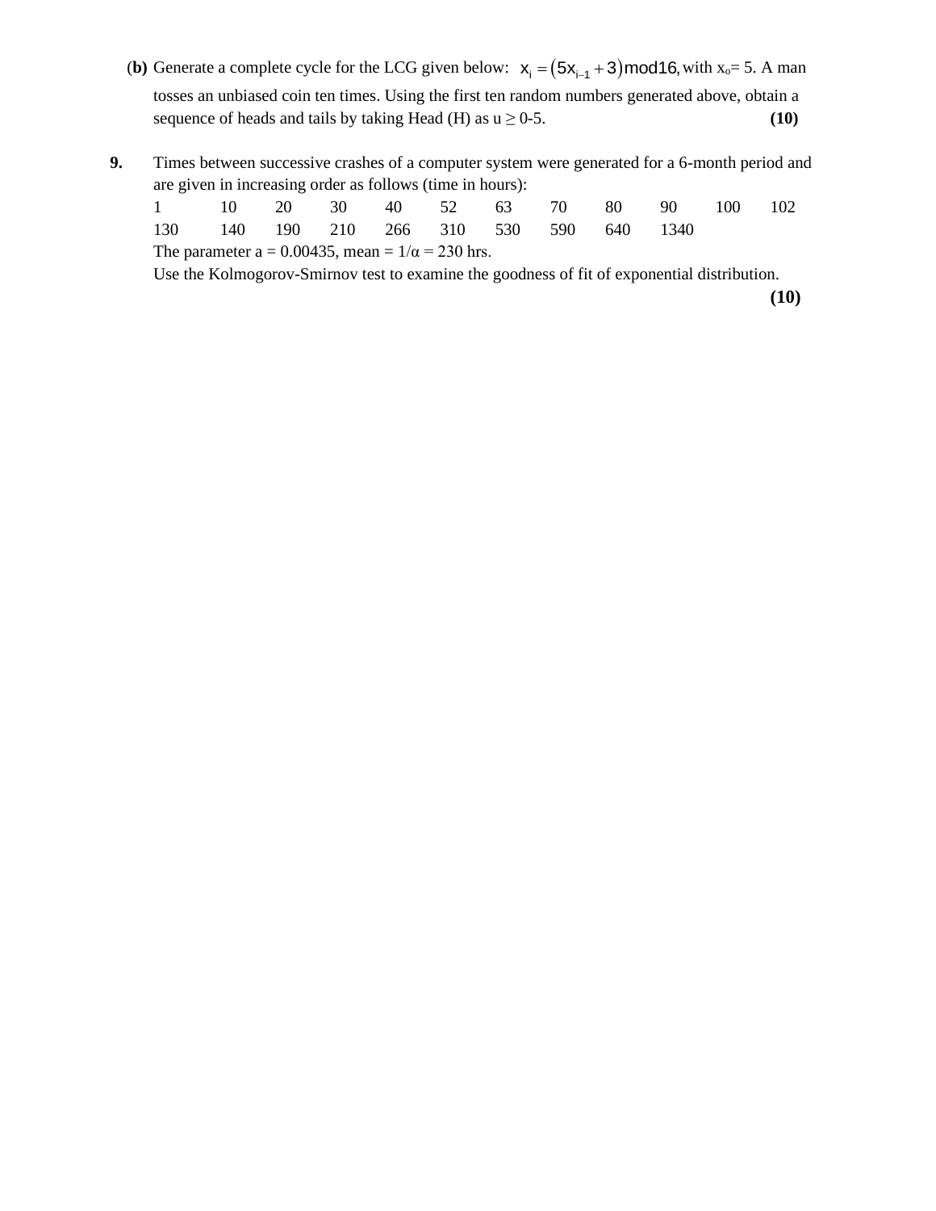(**b**) Generate a complete cycle for the LCG given below: $x_i = (5x_{i-1} + 3) \text{mod} 16$, with $x_o$= 5. A man tosses an unbiased coin ten times. Using the first ten random numbers generated above, obtain a sequence of heads and tails by taking Head (H) as u ≥ 0-5. **(10)**

**9.** Times between successive crashes of a computer system were generated for a 6-month period and are given in increasing order as follows (time in hours):

| 1 | 10 | 20 | 30 | 40 | 52 | 63 | 70 | 80 | 90 | 100 | 102 |
|---|---|---|---|---|---|---|---|---|---|---|---|
| 130 | 140 | 190 | 210 | 266 | 310 | 530 | 590 | 640 | 1340 | | |

The parameter a = 0.00435, mean = 1/α = 230 hrs.

Use the Kolmogorov-Smirnov test to examine the goodness of fit of exponential distribution.

**(10)**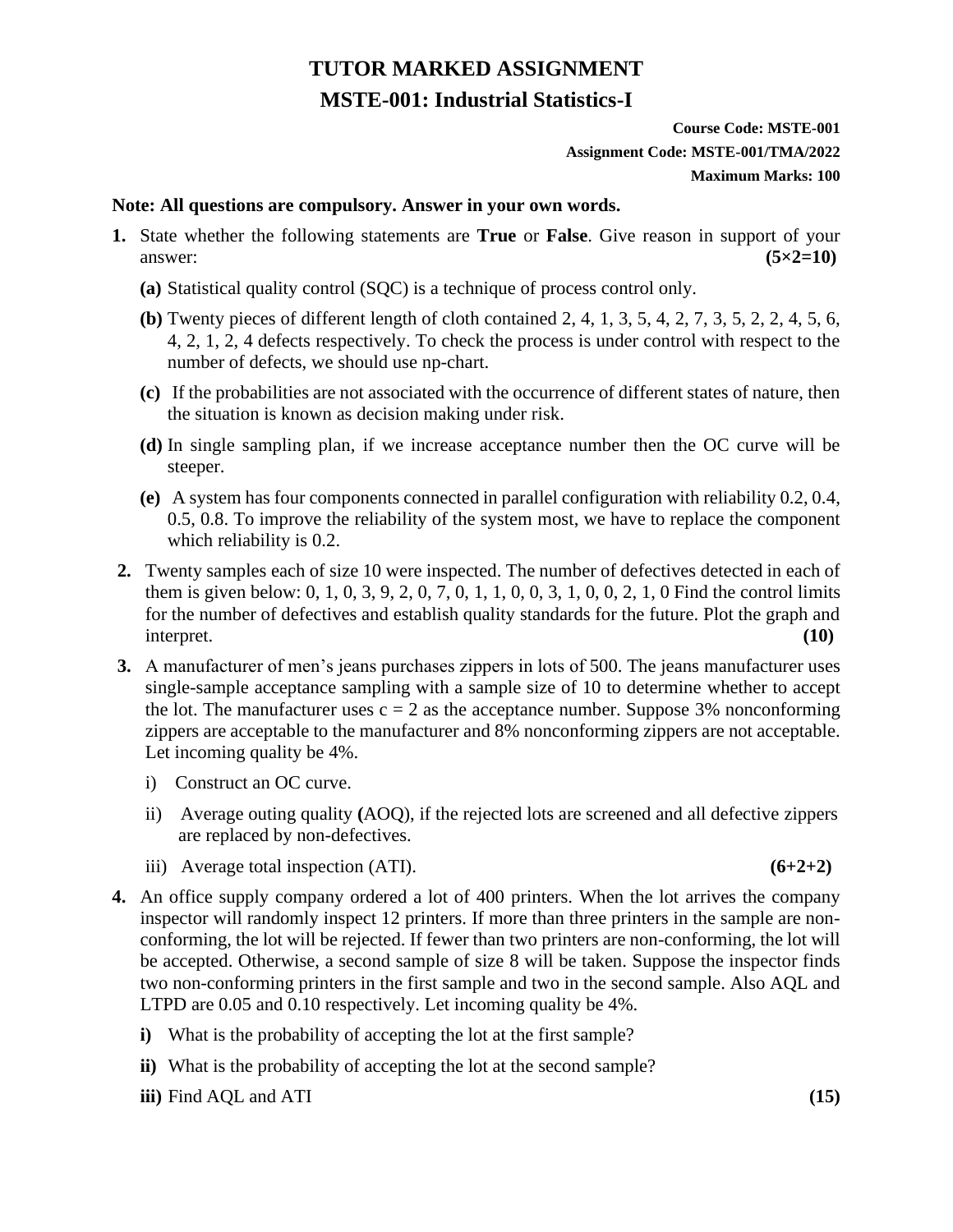# TUTOR MARKED ASSIGNMENT

## MSTE-001: Industrial Statistics-I

**Course Code: MSTE-001**

**Assignment Code: MSTE-001/TMA/2022**

**Maximum Marks: 100**

**Note: All questions are compulsory. Answer in your own words.**

1. State whether the following statements are **True** or **False**. Give reason in support of your answer: **(5×2=10)**

   **(a)** Statistical quality control (SQC) is a technique of process control only.

   **(b)** Twenty pieces of different length of cloth contained 2, 4, 1, 3, 5, 4, 2, 7, 3, 5, 2, 2, 4, 5, 6, 4, 2, 1, 2, 4 defects respectively. To check the process is under control with respect to the number of defects, we should use np-chart.

   **(c)** If the probabilities are not associated with the occurrence of different states of nature, then the situation is known as decision making under risk.

   **(d)** In single sampling plan, if we increase acceptance number then the OC curve will be steeper.

   **(e)** A system has four components connected in parallel configuration with reliability 0.2, 0.4, 0.5, 0.8. To improve the reliability of the system most, we have to replace the component which reliability is 0.2.

2. Twenty samples each of size 10 were inspected. The number of defectives detected in each of them is given below: 0, 1, 0, 3, 9, 2, 0, 7, 0, 1, 1, 0, 0, 3, 1, 0, 0, 2, 1, 0 Find the control limits for the number of defectives and establish quality standards for the future. Plot the graph and interpret. **(10)**

3. A manufacturer of men's jeans purchases zippers in lots of 500. The jeans manufacturer uses single-sample acceptance sampling with a sample size of 10 to determine whether to accept the lot. The manufacturer uses $c = 2$ as the acceptance number. Suppose 3% nonconforming zippers are acceptable to the manufacturer and 8% nonconforming zippers are not acceptable. Let incoming quality be 4%.

   i) Construct an OC curve.

   ii) Average outing quality **(**AOQ), if the rejected lots are screened and all defective zippers are replaced by non-defectives.

   iii) Average total inspection (ATI). **(6+2+2)**

4. An office supply company ordered a lot of 400 printers. When the lot arrives the company inspector will randomly inspect 12 printers. If more than three printers in the sample are non-conforming, the lot will be rejected. If fewer than two printers are non-conforming, the lot will be accepted. Otherwise, a second sample of size 8 will be taken. Suppose the inspector finds two non-conforming printers in the first sample and two in the second sample. Also AQL and LTPD are 0.05 and 0.10 respectively. Let incoming quality be 4%.

   **i)** What is the probability of accepting the lot at the first sample?

   **ii)** What is the probability of accepting the lot at the second sample?

   **iii)** Find AQL and ATI **(15)**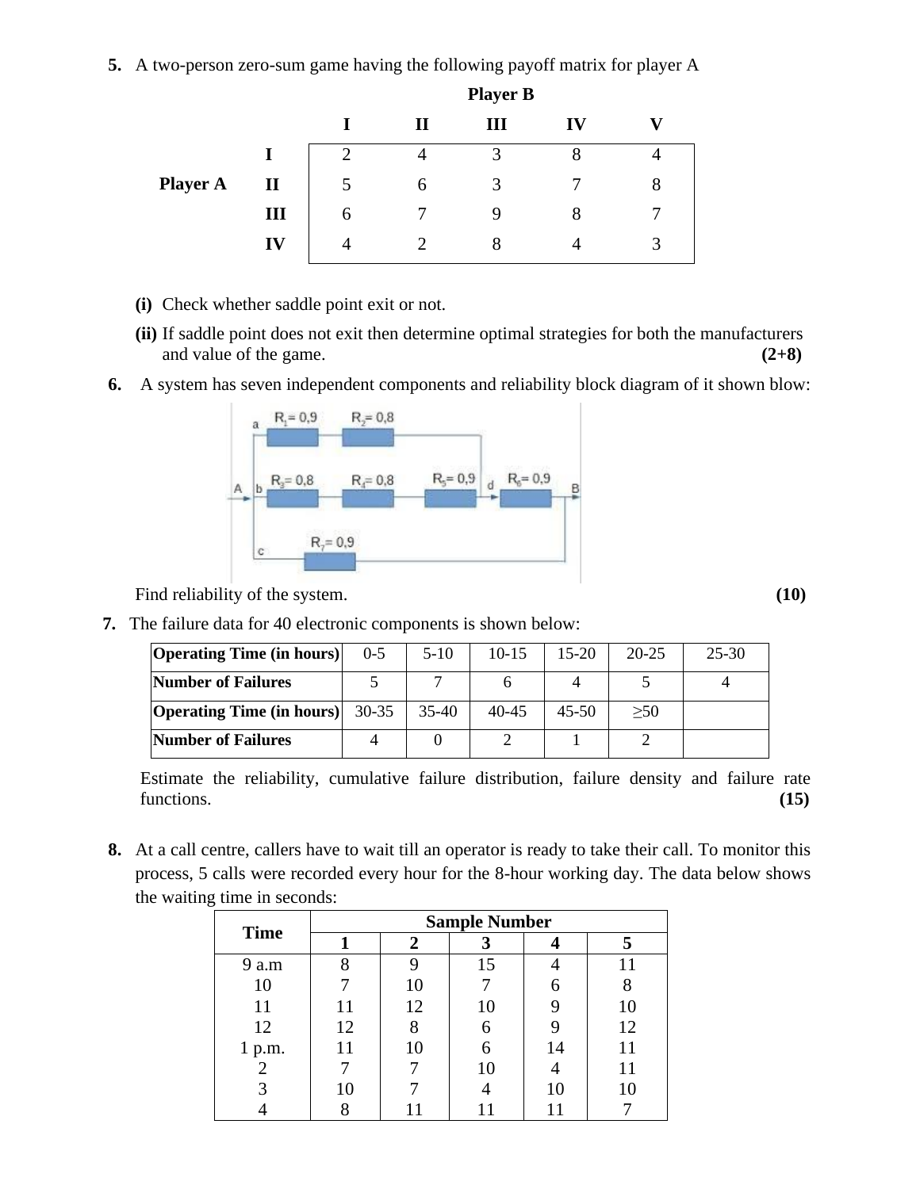5. A two-person zero-sum game having the following payoff matrix for player A

| | | Player B | | | | |
|---|---|---|---|---|---|---|
| | | I | II | III | IV | V |
| **Player A** | I | 2 | 4 | 3 | 8 | 4 |
| | II | 5 | 6 | 3 | 7 | 8 |
| | III | 6 | 7 | 9 | 8 | 7 |
| | IV | 4 | 2 | 8 | 4 | 3 |

**(i)** Check whether saddle point exit or not.

**(ii)** If saddle point does not exit then determine optimal strategies for both the manufacturers and value of the game. **(2+8)**

6. A system has seven independent components and reliability block diagram of it shown blow:

Path a (A → d): $R_1 = 0{,}9$, $R_2 = 0{,}8$; path b (A → d): $R_3 = 0{,}8$, $R_4 = 0{,}8$, $R_5 = 0{,}9$; then d → B: $R_6 = 0{,}9$; path c (A → B): $R_7 = 0{,}9$

Find reliability of the system. **(10)**

7. The failure data for 40 electronic components is shown below:

| Operating Time (in hours) | 0-5 | 5-10 | 10-15 | 15-20 | 20-25 | 25-30 |
|---|---|---|---|---|---|---|
| Number of Failures | 5 | 7 | 6 | 4 | 5 | 4 |
| **Operating Time (in hours)** | 30-35 | 35-40 | 40-45 | 45-50 | ≥50 | |
| **Number of Failures** | 4 | 0 | 2 | 1 | 2 | |

Estimate the reliability, cumulative failure distribution, failure density and failure rate functions. **(15)**

8. At a call centre, callers have to wait till an operator is ready to take their call. To monitor this process, 5 calls were recorded every hour for the 8-hour working day. The data below shows the waiting time in seconds:

| Time | Sample Number | | | | |
|---|---|---|---|---|---|
| | 1 | 2 | 3 | 4 | 5 |
| 9 a.m | 8 | 9 | 15 | 4 | 11 |
| 10 | 7 | 10 | 7 | 6 | 8 |
| 11 | 11 | 12 | 10 | 9 | 10 |
| 12 | 12 | 8 | 6 | 9 | 12 |
| 1 p.m. | 11 | 10 | 6 | 14 | 11 |
| 2 | 7 | 7 | 10 | 4 | 11 |
| 3 | 10 | 7 | 4 | 10 | 10 |
| 4 | 8 | 11 | 11 | 11 | 7 |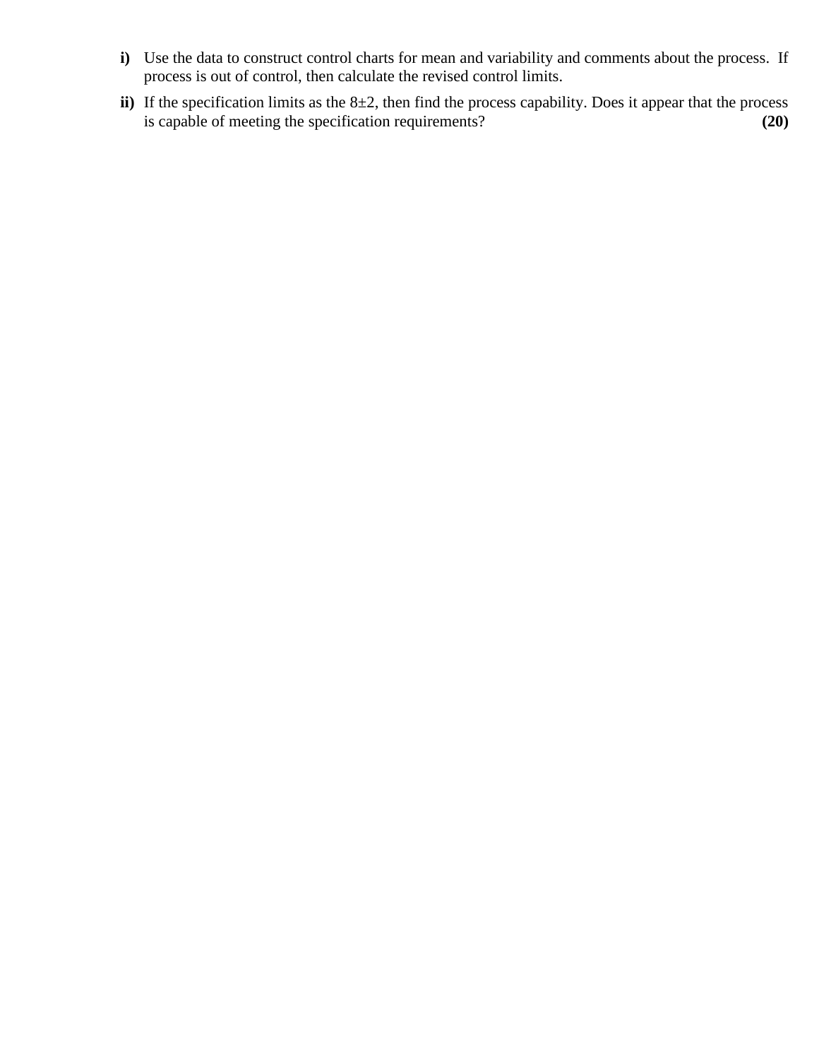**i)** Use the data to construct control charts for mean and variability and comments about the process. If process is out of control, then calculate the revised control limits.

**ii)** If the specification limits as the $8 \pm 2$, then find the process capability. Does it appear that the process is capable of meeting the specification requirements? **(20)**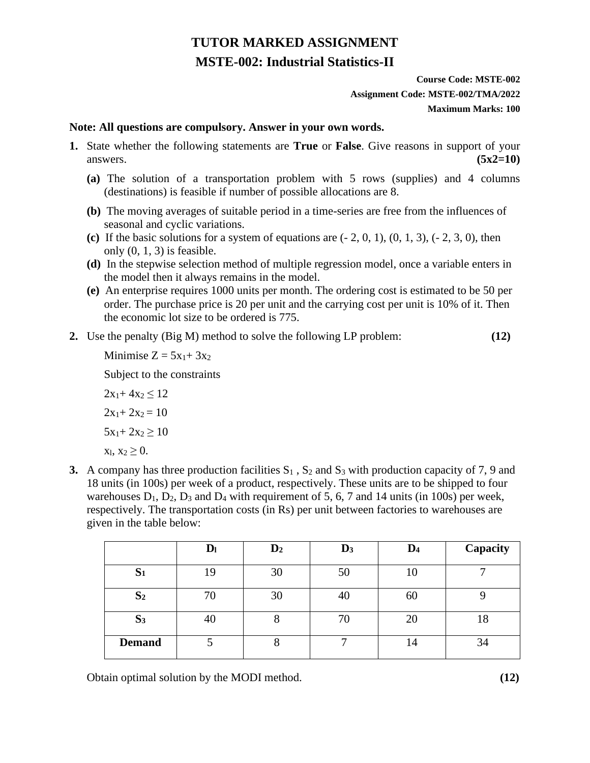# TUTOR MARKED ASSIGNMENT

## MSTE-002: Industrial Statistics-II

**Course Code: MSTE-002**

**Assignment Code: MSTE-002/TMA/2022**

**Maximum Marks: 100**

**Note: All questions are compulsory. Answer in your own words.**

1. State whether the following statements are **True** or **False**. Give reasons in support of your answers. **(5x2=10)**

   **(a)** The solution of a transportation problem with 5 rows (supplies) and 4 columns (destinations) is feasible if number of possible allocations are 8.

   **(b)** The moving averages of suitable period in a time-series are free from the influences of seasonal and cyclic variations.

   **(c)** If the basic solutions for a system of equations are (- 2, 0, 1), (0, 1, 3), (- 2, 3, 0), then only (0, 1, 3) is feasible.

   **(d)** In the stepwise selection method of multiple regression model, once a variable enters in the model then it always remains in the model.

   **(e)** An enterprise requires 1000 units per month. The ordering cost is estimated to be 50 per order. The purchase price is 20 per unit and the carrying cost per unit is 10% of it. Then the economic lot size to be ordered is 775.

2. Use the penalty (Big M) method to solve the following LP problem: **(12)**

   Minimise $Z = 5x_1 + 3x_2$

   Subject to the constraints

   $2x_1 + 4x_2 \leq 12$

   $2x_1 + 2x_2 = 10$

   $5x_1 + 2x_2 \geq 10$

   $x_1, x_2 \geq 0.$

3. A company has three production facilities $S_1$, $S_2$ and $S_3$ with production capacity of 7, 9 and 18 units (in 100s) per week of a product, respectively. These units are to be shipped to four warehouses $D_1$, $D_2$, $D_3$ and $D_4$ with requirement of 5, 6, 7 and 14 units (in 100s) per week, respectively. The transportation costs (in Rs) per unit between factories to warehouses are given in the table below:

| | **$D_1$** | **$D_2$** | **$D_3$** | **$D_4$** | **Capacity** |
|---|---|---|---|---|---|
| **$S_1$** | 19 | 30 | 50 | 10 | 7 |
| **$S_2$** | 70 | 30 | 40 | 60 | 9 |
| **$S_3$** | 40 | 8 | 70 | 20 | 18 |
| **Demand** | 5 | 8 | 7 | 14 | 34 |

   Obtain optimal solution by the MODI method. **(12)**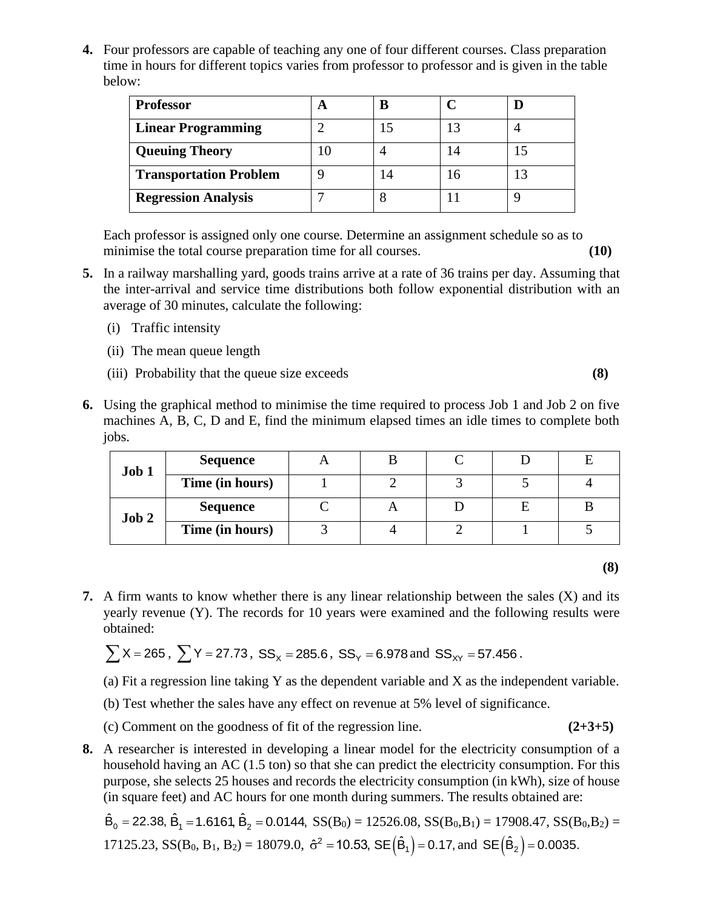4. Four professors are capable of teaching any one of four different courses. Class preparation time in hours for different topics varies from professor to professor and is given in the table below:

| Professor | A | B | C | D |
| --- | --- | --- | --- | --- |
| **Linear Programming** | 2 | 15 | 13 | 4 |
| **Queuing Theory** | 10 | 4 | 14 | 15 |
| **Transportation Problem** | 9 | 14 | 16 | 13 |
| **Regression Analysis** | 7 | 8 | 11 | 9 |

Each professor is assigned only one course. Determine an assignment schedule so as to minimise the total course preparation time for all courses. **(10)**

5. In a railway marshalling yard, goods trains arrive at a rate of 36 trains per day. Assuming that the inter-arrival and service time distributions both follow exponential distribution with an average of 30 minutes, calculate the following:

   (i) Traffic intensity

   (ii) The mean queue length

   (iii) Probability that the queue size exceeds **(8)**

6. Using the graphical method to minimise the time required to process Job 1 and Job 2 on five machines A, B, C, D and E, find the minimum elapsed times an idle times to complete both jobs.

| | | | | | | |
| --- | --- | --- | --- | --- | --- | --- |
| **Job 1** | **Sequence** | A | B | C | D | E |
| | **Time (in hours)** | 1 | 2 | 3 | 5 | 4 |
| **Job 2** | **Sequence** | C | A | D | E | B |
| | **Time (in hours)** | 3 | 4 | 2 | 1 | 5 |

**(8)**

7. A firm wants to know whether there is any linear relationship between the sales (X) and its yearly revenue (Y). The records for 10 years were examined and the following results were obtained:

   $\sum X = 265$, $\sum Y = 27.73$, $SS_X = 285.6$, $SS_Y = 6.978$ and $SS_{XY} = 57.456$.

   (a) Fit a regression line taking Y as the dependent variable and X as the independent variable.

   (b) Test whether the sales have any effect on revenue at 5% level of significance.

   (c) Comment on the goodness of fit of the regression line. **(2+3+5)**

8. A researcher is interested in developing a linear model for the electricity consumption of a household having an AC (1.5 ton) so that she can predict the electricity consumption. For this purpose, she selects 25 houses and records the electricity consumption (in kWh), size of house (in square feet) and AC hours for one month during summers. The results obtained are:

   $\hat{B}_0 = 22.38$, $\hat{B}_1 = 1.6161$, $\hat{B}_2 = 0.0144$, $SS(B_0) = 12526.08$, $SS(B_0,B_1) = 17908.47$, $SS(B_0,B_2) = 17125.23$, $SS(B_0, B_1, B_2) = 18079.0$, $\hat{\sigma}^2 = 10.53$, $SE(\hat{B}_1) = 0.17$, and $SE(\hat{B}_2) = 0.0035$.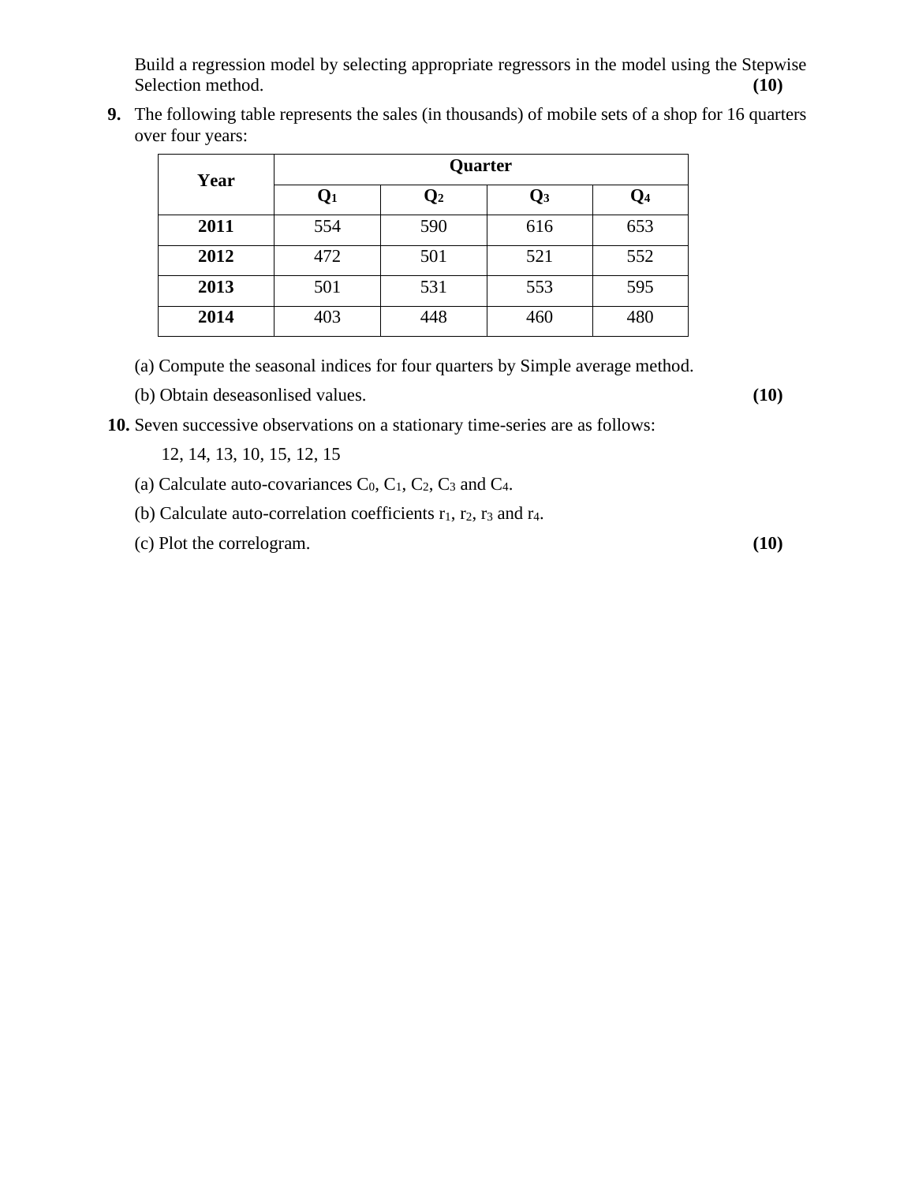Build a regression model by selecting appropriate regressors in the model using the Stepwise Selection method. **(10)**

**9.** The following table represents the sales (in thousands) of mobile sets of a shop for 16 quarters over four years:

| Year | Quarter | | | |
|---|---|---|---|---|
| | $Q_1$ | $Q_2$ | $Q_3$ | $Q_4$ |
| **2011** | 554 | 590 | 616 | 653 |
| **2012** | 472 | 501 | 521 | 552 |
| **2013** | 501 | 531 | 553 | 595 |
| **2014** | 403 | 448 | 460 | 480 |

(a) Compute the seasonal indices for four quarters by Simple average method.

(b) Obtain deseasonlised values. **(10)**

**10.** Seven successive observations on a stationary time-series are as follows:

12, 14, 13, 10, 15, 12, 15

(a) Calculate auto-covariances $C_0$, $C_1$, $C_2$, $C_3$ and $C_4$.

(b) Calculate auto-correlation coefficients $r_1$, $r_2$, $r_3$ and $r_4$.

(c) Plot the correlogram. **(10)**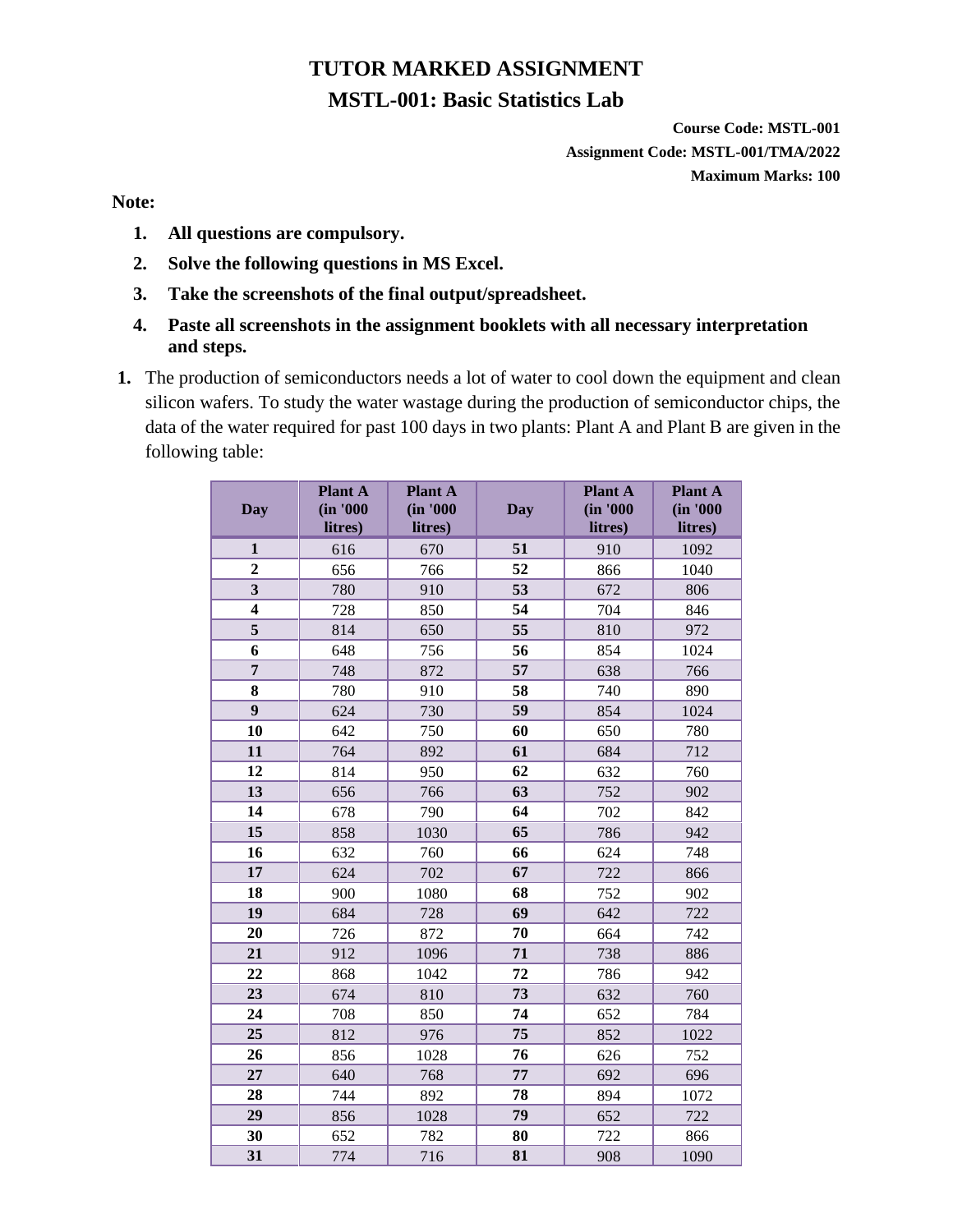# TUTOR MARKED ASSIGNMENT

## MSTL-001: Basic Statistics Lab

**Course Code: MSTL-001**
**Assignment Code: MSTL-001/TMA/2022**
**Maximum Marks: 100**

**Note:**

1. **All questions are compulsory.**
2. **Solve the following questions in MS Excel.**
3. **Take the screenshots of the final output/spreadsheet.**
4. **Paste all screenshots in the assignment booklets with all necessary interpretation and steps.**

**1.** The production of semiconductors needs a lot of water to cool down the equipment and clean silicon wafers. To study the water wastage during the production of semiconductor chips, the data of the water required for past 100 days in two plants: Plant A and Plant B are given in the following table:

| Day | Plant A (in '000 litres) | Plant A (in '000 litres) | Day | Plant A (in '000 litres) | Plant A (in '000 litres) |
|---|---|---|---|---|---|
| **1** | 616 | 670 | **51** | 910 | 1092 |
| **2** | 656 | 766 | **52** | 866 | 1040 |
| **3** | 780 | 910 | **53** | 672 | 806 |
| **4** | 728 | 850 | **54** | 704 | 846 |
| **5** | 814 | 650 | **55** | 810 | 972 |
| **6** | 648 | 756 | **56** | 854 | 1024 |
| **7** | 748 | 872 | **57** | 638 | 766 |
| **8** | 780 | 910 | **58** | 740 | 890 |
| **9** | 624 | 730 | **59** | 854 | 1024 |
| **10** | 642 | 750 | **60** | 650 | 780 |
| **11** | 764 | 892 | **61** | 684 | 712 |
| **12** | 814 | 950 | **62** | 632 | 760 |
| **13** | 656 | 766 | **63** | 752 | 902 |
| **14** | 678 | 790 | **64** | 702 | 842 |
| **15** | 858 | 1030 | **65** | 786 | 942 |
| **16** | 632 | 760 | **66** | 624 | 748 |
| **17** | 624 | 702 | **67** | 722 | 866 |
| **18** | 900 | 1080 | **68** | 752 | 902 |
| **19** | 684 | 728 | **69** | 642 | 722 |
| **20** | 726 | 872 | **70** | 664 | 742 |
| **21** | 912 | 1096 | **71** | 738 | 886 |
| **22** | 868 | 1042 | **72** | 786 | 942 |
| **23** | 674 | 810 | **73** | 632 | 760 |
| **24** | 708 | 850 | **74** | 652 | 784 |
| **25** | 812 | 976 | **75** | 852 | 1022 |
| **26** | 856 | 1028 | **76** | 626 | 752 |
| **27** | 640 | 768 | **77** | 692 | 696 |
| **28** | 744 | 892 | **78** | 894 | 1072 |
| **29** | 856 | 1028 | **79** | 652 | 722 |
| **30** | 652 | 782 | **80** | 722 | 866 |
| **31** | 774 | 716 | **81** | 908 | 1090 |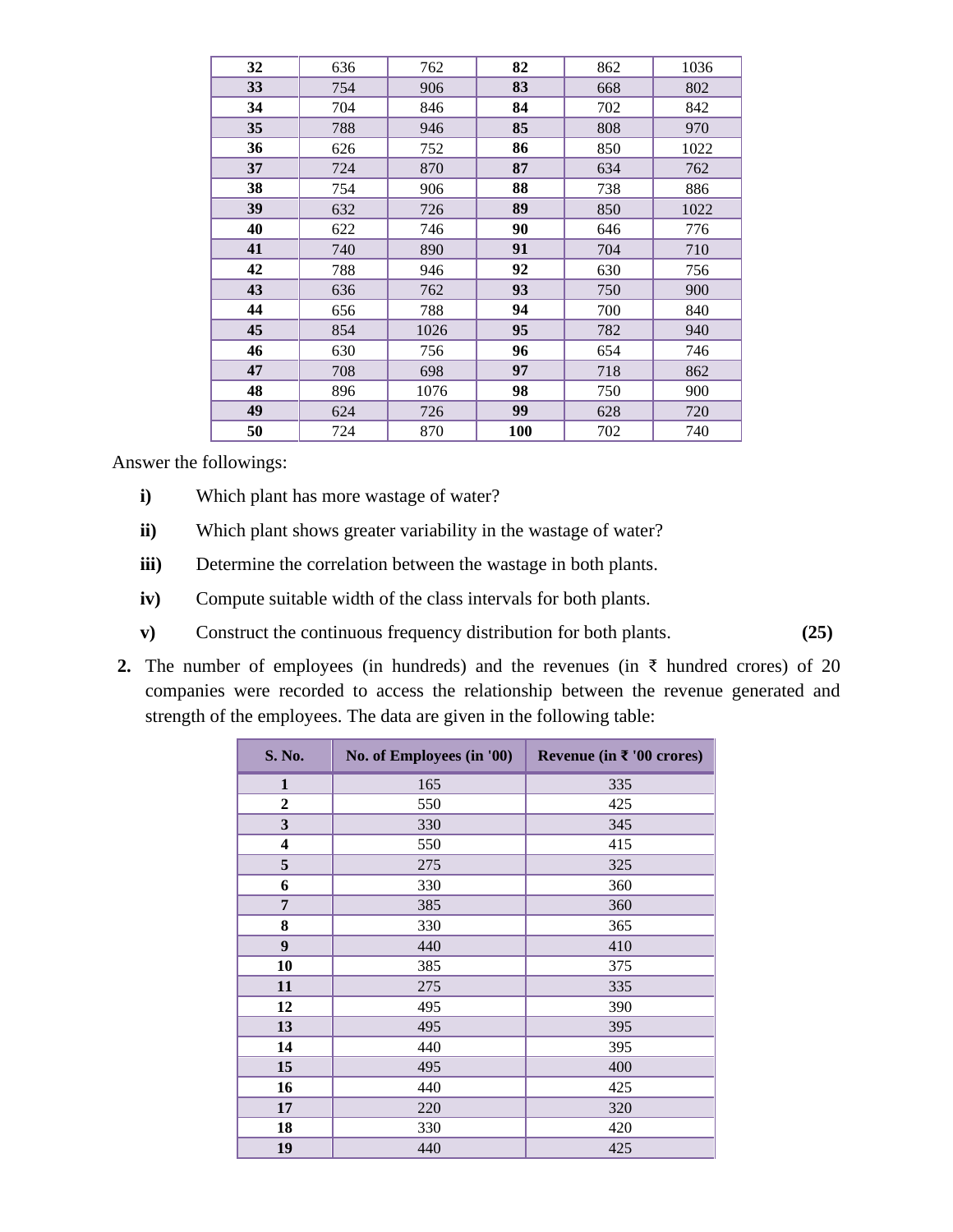| 32 | 636 | 762 | 82 | 862 | 1036 |
|---|---|---|---|---|---|
| 33 | 754 | 906 | 83 | 668 | 802 |
| 34 | 704 | 846 | 84 | 702 | 842 |
| 35 | 788 | 946 | 85 | 808 | 970 |
| 36 | 626 | 752 | 86 | 850 | 1022 |
| 37 | 724 | 870 | 87 | 634 | 762 |
| 38 | 754 | 906 | 88 | 738 | 886 |
| 39 | 632 | 726 | 89 | 850 | 1022 |
| 40 | 622 | 746 | 90 | 646 | 776 |
| 41 | 740 | 890 | 91 | 704 | 710 |
| 42 | 788 | 946 | 92 | 630 | 756 |
| 43 | 636 | 762 | 93 | 750 | 900 |
| 44 | 656 | 788 | 94 | 700 | 840 |
| 45 | 854 | 1026 | 95 | 782 | 940 |
| 46 | 630 | 756 | 96 | 654 | 746 |
| 47 | 708 | 698 | 97 | 718 | 862 |
| 48 | 896 | 1076 | 98 | 750 | 900 |
| 49 | 624 | 726 | 99 | 628 | 720 |
| 50 | 724 | 870 | 100 | 702 | 740 |

Answer the followings:

- **i)** Which plant has more wastage of water?
- **ii)** Which plant shows greater variability in the wastage of water?
- **iii)** Determine the correlation between the wastage in both plants.
- **iv)** Compute suitable width of the class intervals for both plants.
- **v)** Construct the continuous frequency distribution for both plants. **(25)**

**2.** The number of employees (in hundreds) and the revenues (in ₹ hundred crores) of 20 companies were recorded to access the relationship between the revenue generated and strength of the employees. The data are given in the following table:

| S. No. | No. of Employees (in '00) | Revenue (in ₹ '00 crores) |
|---|---|---|
| 1 | 165 | 335 |
| 2 | 550 | 425 |
| 3 | 330 | 345 |
| 4 | 550 | 415 |
| 5 | 275 | 325 |
| 6 | 330 | 360 |
| 7 | 385 | 360 |
| 8 | 330 | 365 |
| 9 | 440 | 410 |
| 10 | 385 | 375 |
| 11 | 275 | 335 |
| 12 | 495 | 390 |
| 13 | 495 | 395 |
| 14 | 440 | 395 |
| 15 | 495 | 400 |
| 16 | 440 | 425 |
| 17 | 220 | 320 |
| 18 | 330 | 420 |
| 19 | 440 | 425 |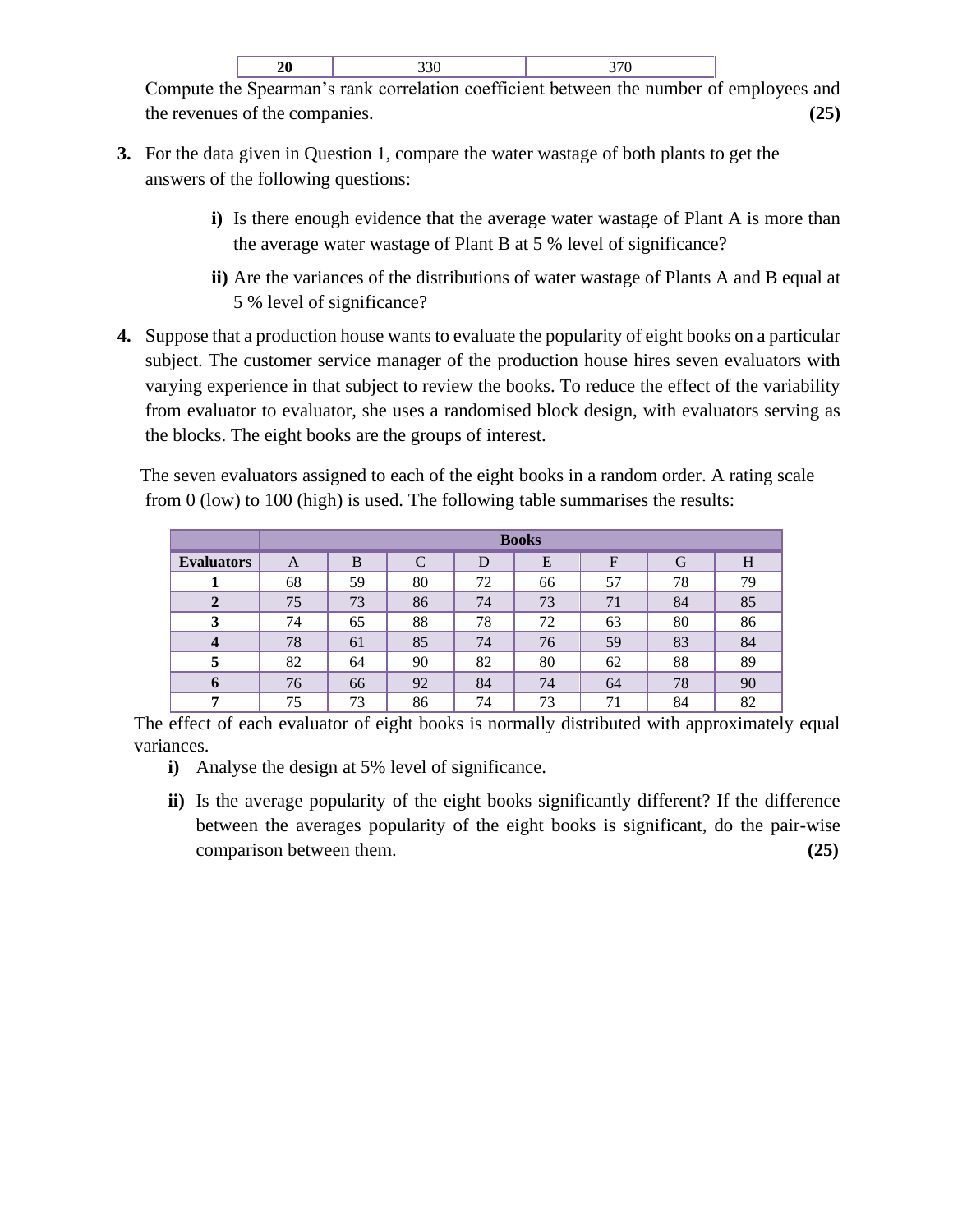| 20 | 330 | 370 |
|---|---|---|

Compute the Spearman's rank correlation coefficient between the number of employees and the revenues of the companies. **(25)**

**3.** For the data given in Question 1, compare the water wastage of both plants to get the answers of the following questions:

**i)** Is there enough evidence that the average water wastage of Plant A is more than the average water wastage of Plant B at 5 % level of significance?

**ii)** Are the variances of the distributions of water wastage of Plants A and B equal at 5 % level of significance?

**4.** Suppose that a production house wants to evaluate the popularity of eight books on a particular subject. The customer service manager of the production house hires seven evaluators with varying experience in that subject to review the books. To reduce the effect of the variability from evaluator to evaluator, she uses a randomised block design, with evaluators serving as the blocks. The eight books are the groups of interest.

The seven evaluators assigned to each of the eight books in a random order. A rating scale from 0 (low) to 100 (high) is used. The following table summarises the results:

| | **Books** | | | | | | | |
|---|---|---|---|---|---|---|---|---|
| **Evaluators** | A | B | C | D | E | F | G | H |
| **1** | 68 | 59 | 80 | 72 | 66 | 57 | 78 | 79 |
| **2** | 75 | 73 | 86 | 74 | 73 | 71 | 84 | 85 |
| **3** | 74 | 65 | 88 | 78 | 72 | 63 | 80 | 86 |
| **4** | 78 | 61 | 85 | 74 | 76 | 59 | 83 | 84 |
| **5** | 82 | 64 | 90 | 82 | 80 | 62 | 88 | 89 |
| **6** | 76 | 66 | 92 | 84 | 74 | 64 | 78 | 90 |
| **7** | 75 | 73 | 86 | 74 | 73 | 71 | 84 | 82 |

The effect of each evaluator of eight books is normally distributed with approximately equal variances.

**i)** Analyse the design at 5% level of significance.

**ii)** Is the average popularity of the eight books significantly different? If the difference between the averages popularity of the eight books is significant, do the pair-wise comparison between them. **(25)**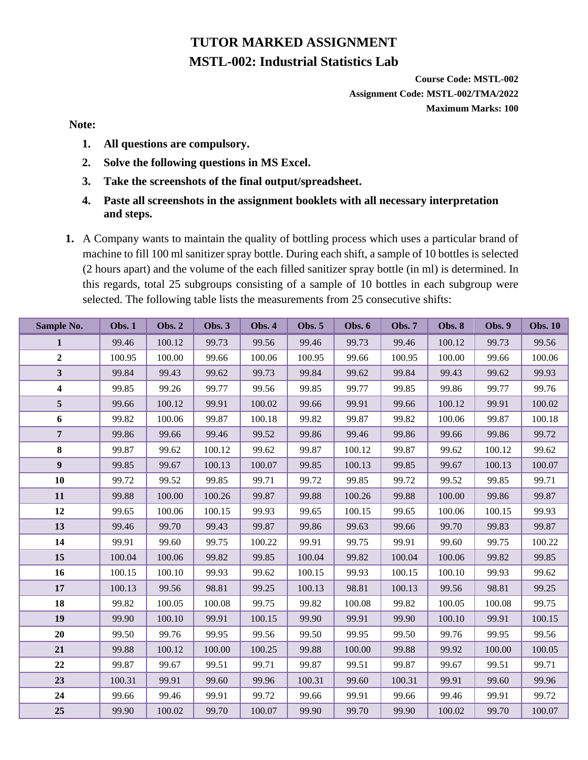# TUTOR MARKED ASSIGNMENT

## MSTL-002: Industrial Statistics Lab

**Course Code: MSTL-002**

**Assignment Code: MSTL-002/TMA/2022**

**Maximum Marks: 100**

**Note:**

1. **All questions are compulsory.**
2. **Solve the following questions in MS Excel.**
3. **Take the screenshots of the final output/spreadsheet.**
4. **Paste all screenshots in the assignment booklets with all necessary interpretation and steps.**

**1.** A Company wants to maintain the quality of bottling process which uses a particular brand of machine to fill 100 ml sanitizer spray bottle. During each shift, a sample of 10 bottles is selected (2 hours apart) and the volume of the each filled sanitizer spray bottle (in ml) is determined. In this regards, total 25 subgroups consisting of a sample of 10 bottles in each subgroup were selected. The following table lists the measurements from 25 consecutive shifts:

| Sample No. | Obs. 1 | Obs. 2 | Obs. 3 | Obs. 4 | Obs. 5 | Obs. 6 | Obs. 7 | Obs. 8 | Obs. 9 | Obs. 10 |
|---|---|---|---|---|---|---|---|---|---|---|
| **1** | 99.46 | 100.12 | 99.73 | 99.56 | 99.46 | 99.73 | 99.46 | 100.12 | 99.73 | 99.56 |
| **2** | 100.95 | 100.00 | 99.66 | 100.06 | 100.95 | 99.66 | 100.95 | 100.00 | 99.66 | 100.06 |
| **3** | 99.84 | 99.43 | 99.62 | 99.73 | 99.84 | 99.62 | 99.84 | 99.43 | 99.62 | 99.93 |
| **4** | 99.85 | 99.26 | 99.77 | 99.56 | 99.85 | 99.77 | 99.85 | 99.86 | 99.77 | 99.76 |
| **5** | 99.66 | 100.12 | 99.91 | 100.02 | 99.66 | 99.91 | 99.66 | 100.12 | 99.91 | 100.02 |
| **6** | 99.82 | 100.06 | 99.87 | 100.18 | 99.82 | 99.87 | 99.82 | 100.06 | 99.87 | 100.18 |
| **7** | 99.86 | 99.66 | 99.46 | 99.52 | 99.86 | 99.46 | 99.86 | 99.66 | 99.86 | 99.72 |
| **8** | 99.87 | 99.62 | 100.12 | 99.62 | 99.87 | 100.12 | 99.87 | 99.62 | 100.12 | 99.62 |
| **9** | 99.85 | 99.67 | 100.13 | 100.07 | 99.85 | 100.13 | 99.85 | 99.67 | 100.13 | 100.07 |
| **10** | 99.72 | 99.52 | 99.85 | 99.71 | 99.72 | 99.85 | 99.72 | 99.52 | 99.85 | 99.71 |
| **11** | 99.88 | 100.00 | 100.26 | 99.87 | 99.88 | 100.26 | 99.88 | 100.00 | 99.86 | 99.87 |
| **12** | 99.65 | 100.06 | 100.15 | 99.93 | 99.65 | 100.15 | 99.65 | 100.06 | 100.15 | 99.93 |
| **13** | 99.46 | 99.70 | 99.43 | 99.87 | 99.86 | 99.63 | 99.66 | 99.70 | 99.83 | 99.87 |
| **14** | 99.91 | 99.60 | 99.75 | 100.22 | 99.91 | 99.75 | 99.91 | 99.60 | 99.75 | 100.22 |
| **15** | 100.04 | 100.06 | 99.82 | 99.85 | 100.04 | 99.82 | 100.04 | 100.06 | 99.82 | 99.85 |
| **16** | 100.15 | 100.10 | 99.93 | 99.62 | 100.15 | 99.93 | 100.15 | 100.10 | 99.93 | 99.62 |
| **17** | 100.13 | 99.56 | 98.81 | 99.25 | 100.13 | 98.81 | 100.13 | 99.56 | 98.81 | 99.25 |
| **18** | 99.82 | 100.05 | 100.08 | 99.75 | 99.82 | 100.08 | 99.82 | 100.05 | 100.08 | 99.75 |
| **19** | 99.90 | 100.10 | 99.91 | 100.15 | 99.90 | 99.91 | 99.90 | 100.10 | 99.91 | 100.15 |
| **20** | 99.50 | 99.76 | 99.95 | 99.56 | 99.50 | 99.95 | 99.50 | 99.76 | 99.95 | 99.56 |
| **21** | 99.88 | 100.12 | 100.00 | 100.25 | 99.88 | 100.00 | 99.88 | 99.92 | 100.00 | 100.05 |
| **22** | 99.87 | 99.67 | 99.51 | 99.71 | 99.87 | 99.51 | 99.87 | 99.67 | 99.51 | 99.71 |
| **23** | 100.31 | 99.91 | 99.60 | 99.96 | 100.31 | 99.60 | 100.31 | 99.91 | 99.60 | 99.96 |
| **24** | 99.66 | 99.46 | 99.91 | 99.72 | 99.66 | 99.91 | 99.66 | 99.46 | 99.91 | 99.72 |
| **25** | 99.90 | 100.02 | 99.70 | 100.07 | 99.90 | 99.70 | 99.90 | 100.02 | 99.70 | 100.07 |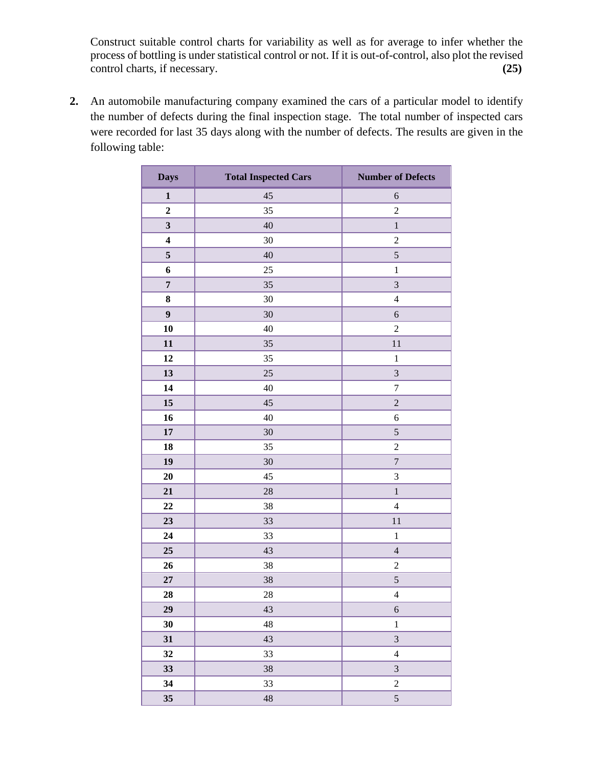Construct suitable control charts for variability as well as for average to infer whether the process of bottling is under statistical control or not. If it is out-of-control, also plot the revised control charts, if necessary. **(25)**

**2.** An automobile manufacturing company examined the cars of a particular model to identify the number of defects during the final inspection stage. The total number of inspected cars were recorded for last 35 days along with the number of defects. The results are given in the following table:

| Days | Total Inspected Cars | Number of Defects |
|---|---|---|
| **1** | 45 | 6 |
| **2** | 35 | 2 |
| **3** | 40 | 1 |
| **4** | 30 | 2 |
| **5** | 40 | 5 |
| **6** | 25 | 1 |
| **7** | 35 | 3 |
| **8** | 30 | 4 |
| **9** | 30 | 6 |
| **10** | 40 | 2 |
| **11** | 35 | 11 |
| **12** | 35 | 1 |
| **13** | 25 | 3 |
| **14** | 40 | 7 |
| **15** | 45 | 2 |
| **16** | 40 | 6 |
| **17** | 30 | 5 |
| **18** | 35 | 2 |
| **19** | 30 | 7 |
| **20** | 45 | 3 |
| **21** | 28 | 1 |
| **22** | 38 | 4 |
| **23** | 33 | 11 |
| **24** | 33 | 1 |
| **25** | 43 | 4 |
| **26** | 38 | 2 |
| **27** | 38 | 5 |
| **28** | 28 | 4 |
| **29** | 43 | 6 |
| **30** | 48 | 1 |
| **31** | 43 | 3 |
| **32** | 33 | 4 |
| **33** | 38 | 3 |
| **34** | 33 | 2 |
| **35** | 48 | 5 |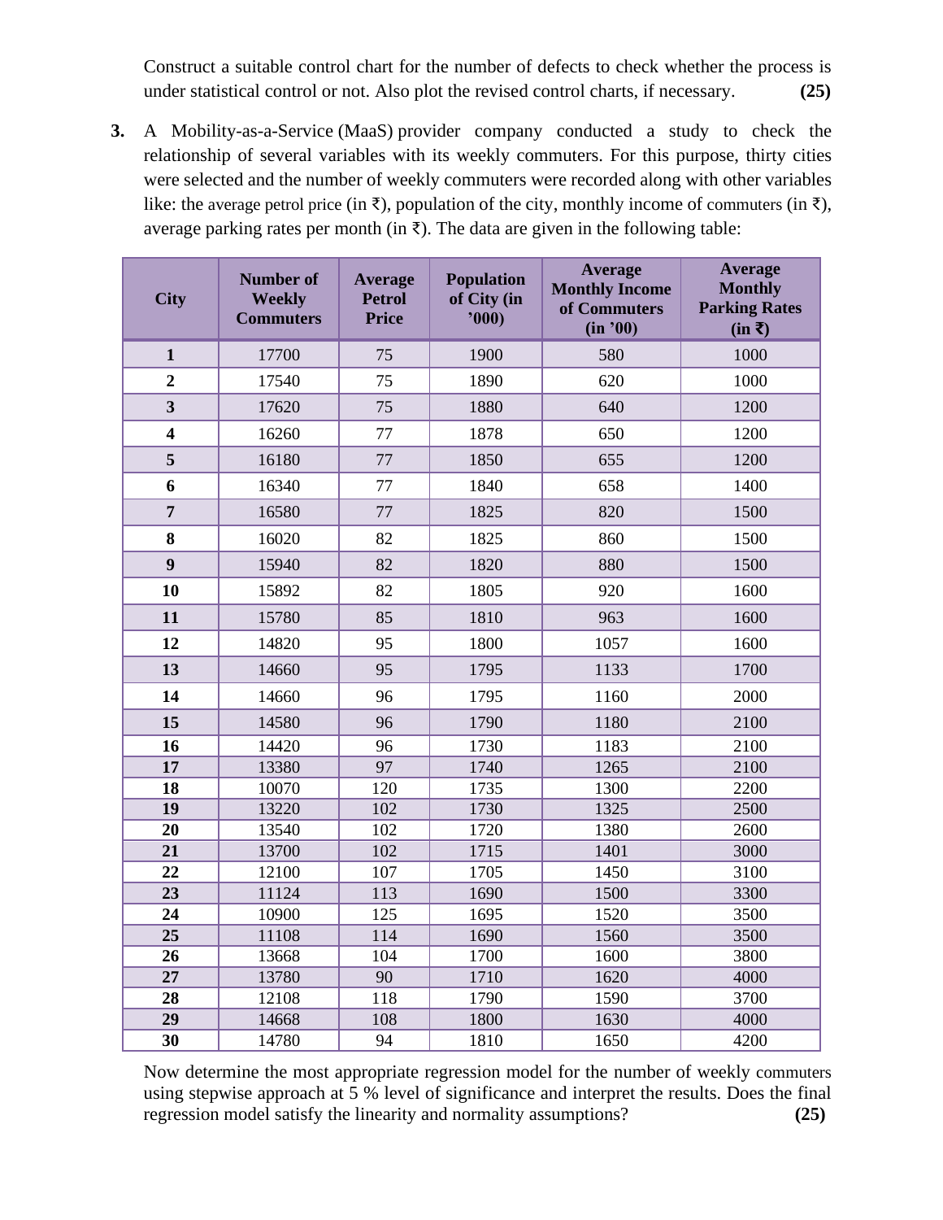Construct a suitable control chart for the number of defects to check whether the process is under statistical control or not. Also plot the revised control charts, if necessary. **(25)**

**3.** A Mobility-as-a-Service (MaaS) provider company conducted a study to check the relationship of several variables with its weekly commuters. For this purpose, thirty cities were selected and the number of weekly commuters were recorded along with other variables like: the average petrol price (in ₹), population of the city, monthly income of commuters (in ₹), average parking rates per month (in ₹). The data are given in the following table:

| City | Number of Weekly Commuters | Average Petrol Price | Population of City (in '000) | Average Monthly Income of Commuters (in '00) | Average Monthly Parking Rates (in ₹) |
|---|---|---|---|---|---|
| **1** | 17700 | 75 | 1900 | 580 | 1000 |
| **2** | 17540 | 75 | 1890 | 620 | 1000 |
| **3** | 17620 | 75 | 1880 | 640 | 1200 |
| **4** | 16260 | 77 | 1878 | 650 | 1200 |
| **5** | 16180 | 77 | 1850 | 655 | 1200 |
| **6** | 16340 | 77 | 1840 | 658 | 1400 |
| **7** | 16580 | 77 | 1825 | 820 | 1500 |
| **8** | 16020 | 82 | 1825 | 860 | 1500 |
| **9** | 15940 | 82 | 1820 | 880 | 1500 |
| **10** | 15892 | 82 | 1805 | 920 | 1600 |
| **11** | 15780 | 85 | 1810 | 963 | 1600 |
| **12** | 14820 | 95 | 1800 | 1057 | 1600 |
| **13** | 14660 | 95 | 1795 | 1133 | 1700 |
| **14** | 14660 | 96 | 1795 | 1160 | 2000 |
| **15** | 14580 | 96 | 1790 | 1180 | 2100 |
| **16** | 14420 | 96 | 1730 | 1183 | 2100 |
| **17** | 13380 | 97 | 1740 | 1265 | 2100 |
| **18** | 10070 | 120 | 1735 | 1300 | 2200 |
| **19** | 13220 | 102 | 1730 | 1325 | 2500 |
| **20** | 13540 | 102 | 1720 | 1380 | 2600 |
| **21** | 13700 | 102 | 1715 | 1401 | 3000 |
| **22** | 12100 | 107 | 1705 | 1450 | 3100 |
| **23** | 11124 | 113 | 1690 | 1500 | 3300 |
| **24** | 10900 | 125 | 1695 | 1520 | 3500 |
| **25** | 11108 | 114 | 1690 | 1560 | 3500 |
| **26** | 13668 | 104 | 1700 | 1600 | 3800 |
| **27** | 13780 | 90 | 1710 | 1620 | 4000 |
| **28** | 12108 | 118 | 1790 | 1590 | 3700 |
| **29** | 14668 | 108 | 1800 | 1630 | 4000 |
| **30** | 14780 | 94 | 1810 | 1650 | 4200 |

Now determine the most appropriate regression model for the number of weekly commuters using stepwise approach at 5 % level of significance and interpret the results. Does the final regression model satisfy the linearity and normality assumptions? **(25)**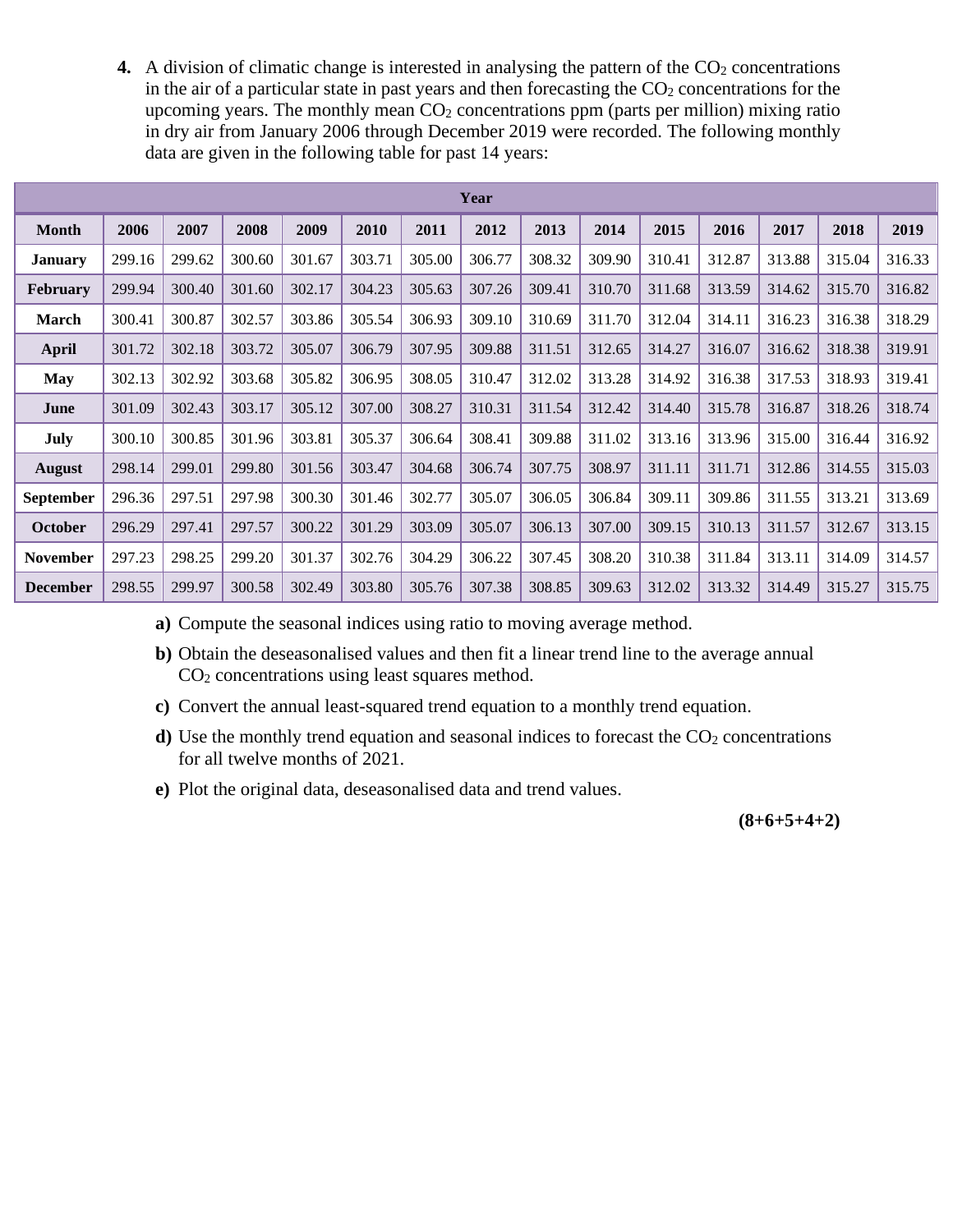4. A division of climatic change is interested in analysing the pattern of the $CO_2$ concentrations in the air of a particular state in past years and then forecasting the $CO_2$ concentrations for the upcoming years. The monthly mean $CO_2$ concentrations ppm (parts per million) mixing ratio in dry air from January 2006 through December 2019 were recorded. The following monthly data are given in the following table for past 14 years:

| | Year | | | | | | | | | | | | | |
|---|---|---|---|---|---|---|---|---|---|---|---|---|---|---|
| **Month** | **2006** | **2007** | **2008** | **2009** | **2010** | **2011** | **2012** | **2013** | **2014** | **2015** | **2016** | **2017** | **2018** | **2019** |
| **January** | 299.16 | 299.62 | 300.60 | 301.67 | 303.71 | 305.00 | 306.77 | 308.32 | 309.90 | 310.41 | 312.87 | 313.88 | 315.04 | 316.33 |
| **February** | 299.94 | 300.40 | 301.60 | 302.17 | 304.23 | 305.63 | 307.26 | 309.41 | 310.70 | 311.68 | 313.59 | 314.62 | 315.70 | 316.82 |
| **March** | 300.41 | 300.87 | 302.57 | 303.86 | 305.54 | 306.93 | 309.10 | 310.69 | 311.70 | 312.04 | 314.11 | 316.23 | 316.38 | 318.29 |
| **April** | 301.72 | 302.18 | 303.72 | 305.07 | 306.79 | 307.95 | 309.88 | 311.51 | 312.65 | 314.27 | 316.07 | 316.62 | 318.38 | 319.91 |
| **May** | 302.13 | 302.92 | 303.68 | 305.82 | 306.95 | 308.05 | 310.47 | 312.02 | 313.28 | 314.92 | 316.38 | 317.53 | 318.93 | 319.41 |
| **June** | 301.09 | 302.43 | 303.17 | 305.12 | 307.00 | 308.27 | 310.31 | 311.54 | 312.42 | 314.40 | 315.78 | 316.87 | 318.26 | 318.74 |
| **July** | 300.10 | 300.85 | 301.96 | 303.81 | 305.37 | 306.64 | 308.41 | 309.88 | 311.02 | 313.16 | 313.96 | 315.00 | 316.44 | 316.92 |
| **August** | 298.14 | 299.01 | 299.80 | 301.56 | 303.47 | 304.68 | 306.74 | 307.75 | 308.97 | 311.11 | 311.71 | 312.86 | 314.55 | 315.03 |
| **September** | 296.36 | 297.51 | 297.98 | 300.30 | 301.46 | 302.77 | 305.07 | 306.05 | 306.84 | 309.11 | 309.86 | 311.55 | 313.21 | 313.69 |
| **October** | 296.29 | 297.41 | 297.57 | 300.22 | 301.29 | 303.09 | 305.07 | 306.13 | 307.00 | 309.15 | 310.13 | 311.57 | 312.67 | 313.15 |
| **November** | 297.23 | 298.25 | 299.20 | 301.37 | 302.76 | 304.29 | 306.22 | 307.45 | 308.20 | 310.38 | 311.84 | 313.11 | 314.09 | 314.57 |
| **December** | 298.55 | 299.97 | 300.58 | 302.49 | 303.80 | 305.76 | 307.38 | 308.85 | 309.63 | 312.02 | 313.32 | 314.49 | 315.27 | 315.75 |

**a)** Compute the seasonal indices using ratio to moving average method.

**b)** Obtain the deseasonalised values and then fit a linear trend line to the average annual $CO_2$ concentrations using least squares method.

**c)** Convert the annual least-squared trend equation to a monthly trend equation.

**d)** Use the monthly trend equation and seasonal indices to forecast the $CO_2$ concentrations for all twelve months of 2021.

**e)** Plot the original data, deseasonalised data and trend values.

**(8+6+5+4+2)**